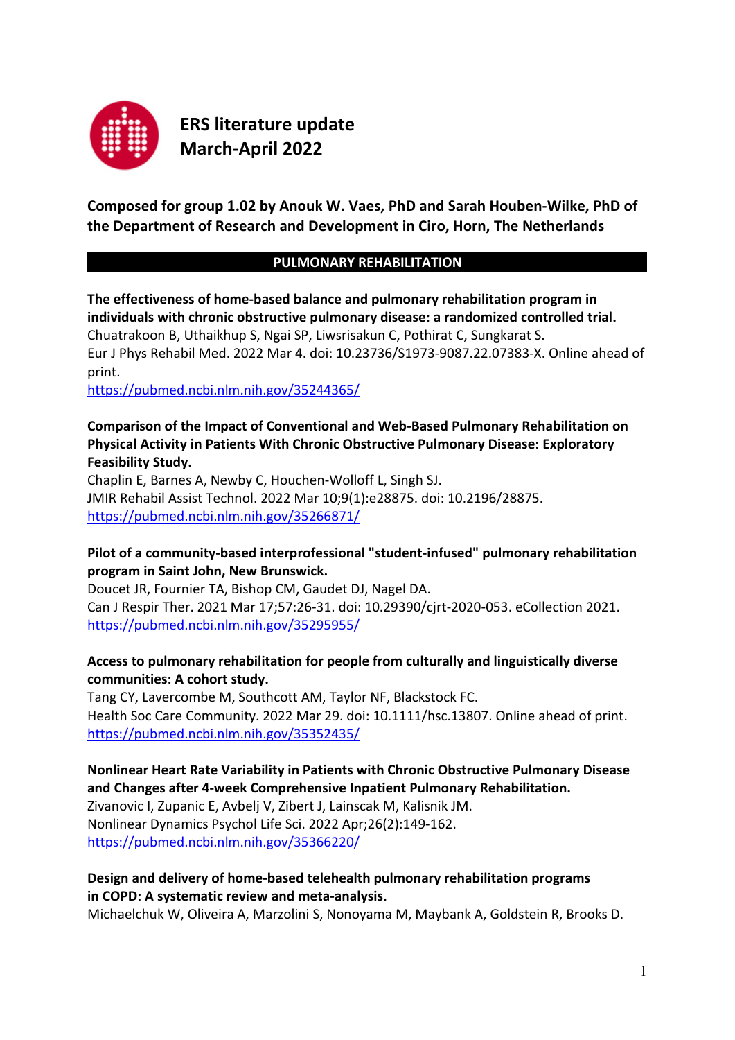# ERS literature update March-April 2022

**Composed for group 1.02 by Anouk W. Vaes, PhD and Sarah Houben-Wilke, PhD of the Department of Research and Development in Ciro, Horn, The Netherlands**

## PULMONARY REHABILITATION

**The effectiveness of home-based balance and pulmonary rehabilitation program in individuals with chronic obstructive pulmonary disease: a randomized controlled trial.**
Chuatrakoon B, Uthaikhup S, Ngai SP, Liwsrisakun C, Pothirat C, Sungkarat S.
Eur J Phys Rehabil Med. 2022 Mar 4. doi: 10.23736/S1973-9087.22.07383-X. Online ahead of print.
https://pubmed.ncbi.nlm.nih.gov/35244365/

**Comparison of the Impact of Conventional and Web-Based Pulmonary Rehabilitation on Physical Activity in Patients With Chronic Obstructive Pulmonary Disease: Exploratory Feasibility Study.**
Chaplin E, Barnes A, Newby C, Houchen-Wolloff L, Singh SJ.
JMIR Rehabil Assist Technol. 2022 Mar 10;9(1):e28875. doi: 10.2196/28875.
https://pubmed.ncbi.nlm.nih.gov/35266871/

**Pilot of a community-based interprofessional "student-infused" pulmonary rehabilitation program in Saint John, New Brunswick.**
Doucet JR, Fournier TA, Bishop CM, Gaudet DJ, Nagel DA.
Can J Respir Ther. 2021 Mar 17;57:26-31. doi: 10.29390/cjrt-2020-053. eCollection 2021.
https://pubmed.ncbi.nlm.nih.gov/35295955/

**Access to pulmonary rehabilitation for people from culturally and linguistically diverse communities: A cohort study.**
Tang CY, Lavercombe M, Southcott AM, Taylor NF, Blackstock FC.
Health Soc Care Community. 2022 Mar 29. doi: 10.1111/hsc.13807. Online ahead of print.
https://pubmed.ncbi.nlm.nih.gov/35352435/

**Nonlinear Heart Rate Variability in Patients with Chronic Obstructive Pulmonary Disease and Changes after 4-week Comprehensive Inpatient Pulmonary Rehabilitation.**
Zivanovic I, Zupanic E, Avbelj V, Zibert J, Lainscak M, Kalisnik JM.
Nonlinear Dynamics Psychol Life Sci. 2022 Apr;26(2):149-162.
https://pubmed.ncbi.nlm.nih.gov/35366220/

**Design and delivery of home-based telehealth pulmonary rehabilitation programs in COPD: A systematic review and meta-analysis.**
Michaelchuk W, Oliveira A, Marzolini S, Nonoyama M, Maybank A, Goldstein R, Brooks D.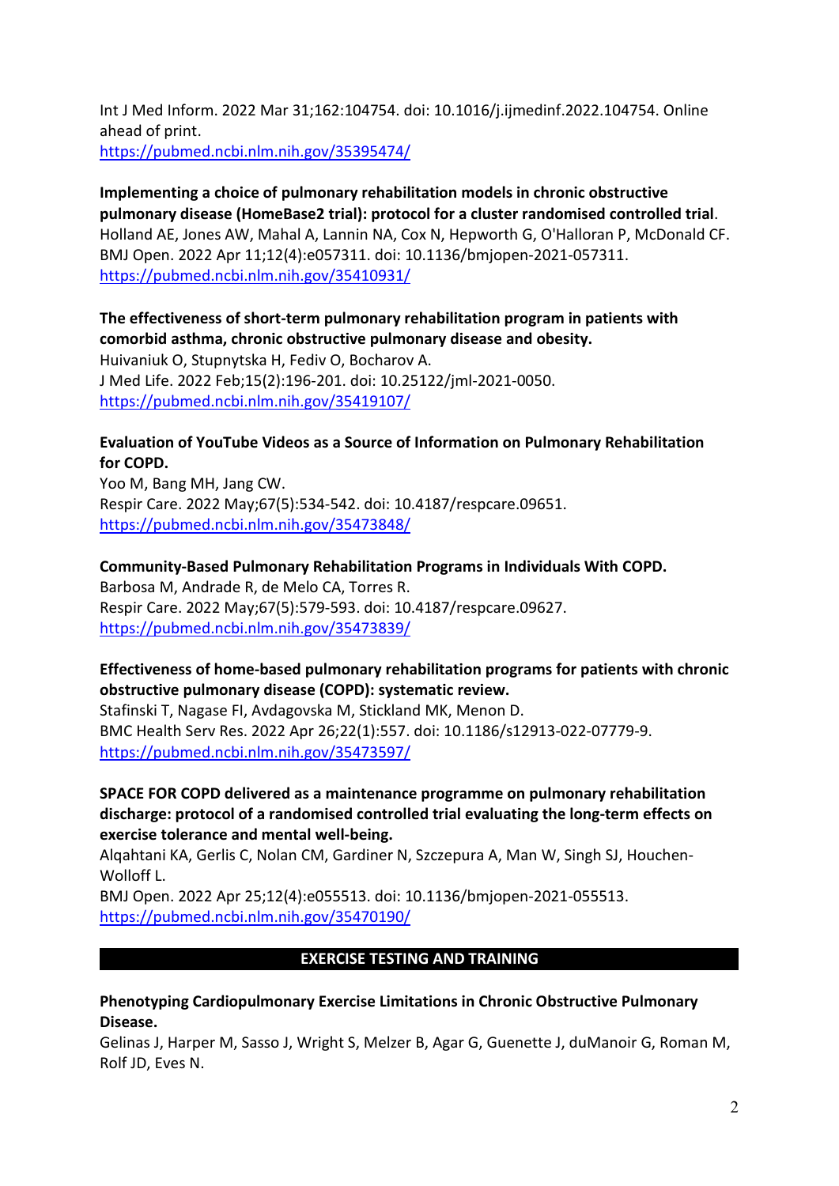Int J Med Inform. 2022 Mar 31;162:104754. doi: 10.1016/j.ijmedinf.2022.104754. Online ahead of print.
https://pubmed.ncbi.nlm.nih.gov/35395474/

**Implementing a choice of pulmonary rehabilitation models in chronic obstructive pulmonary disease (HomeBase2 trial): protocol for a cluster randomised controlled trial**.
Holland AE, Jones AW, Mahal A, Lannin NA, Cox N, Hepworth G, O'Halloran P, McDonald CF.
BMJ Open. 2022 Apr 11;12(4):e057311. doi: 10.1136/bmjopen-2021-057311.
https://pubmed.ncbi.nlm.nih.gov/35410931/

**The effectiveness of short-term pulmonary rehabilitation program in patients with comorbid asthma, chronic obstructive pulmonary disease and obesity.**
Huivaniuk O, Stupnytska H, Fediv O, Bocharov A.
J Med Life. 2022 Feb;15(2):196-201. doi: 10.25122/jml-2021-0050.
https://pubmed.ncbi.nlm.nih.gov/35419107/

**Evaluation of YouTube Videos as a Source of Information on Pulmonary Rehabilitation for COPD.**
Yoo M, Bang MH, Jang CW.
Respir Care. 2022 May;67(5):534-542. doi: 10.4187/respcare.09651.
https://pubmed.ncbi.nlm.nih.gov/35473848/

**Community-Based Pulmonary Rehabilitation Programs in Individuals With COPD.**
Barbosa M, Andrade R, de Melo CA, Torres R.
Respir Care. 2022 May;67(5):579-593. doi: 10.4187/respcare.09627.
https://pubmed.ncbi.nlm.nih.gov/35473839/

**Effectiveness of home-based pulmonary rehabilitation programs for patients with chronic obstructive pulmonary disease (COPD): systematic review.**
Stafinski T, Nagase FI, Avdagovska M, Stickland MK, Menon D.
BMC Health Serv Res. 2022 Apr 26;22(1):557. doi: 10.1186/s12913-022-07779-9.
https://pubmed.ncbi.nlm.nih.gov/35473597/

**SPACE FOR COPD delivered as a maintenance programme on pulmonary rehabilitation discharge: protocol of a randomised controlled trial evaluating the long-term effects on exercise tolerance and mental well-being.**
Alqahtani KA, Gerlis C, Nolan CM, Gardiner N, Szczepura A, Man W, Singh SJ, Houchen-Wolloff L.
BMJ Open. 2022 Apr 25;12(4):e055513. doi: 10.1136/bmjopen-2021-055513.
https://pubmed.ncbi.nlm.nih.gov/35470190/

## EXERCISE TESTING AND TRAINING

**Phenotyping Cardiopulmonary Exercise Limitations in Chronic Obstructive Pulmonary Disease.**
Gelinas J, Harper M, Sasso J, Wright S, Melzer B, Agar G, Guenette J, duManoir G, Roman M, Rolf JD, Eves N.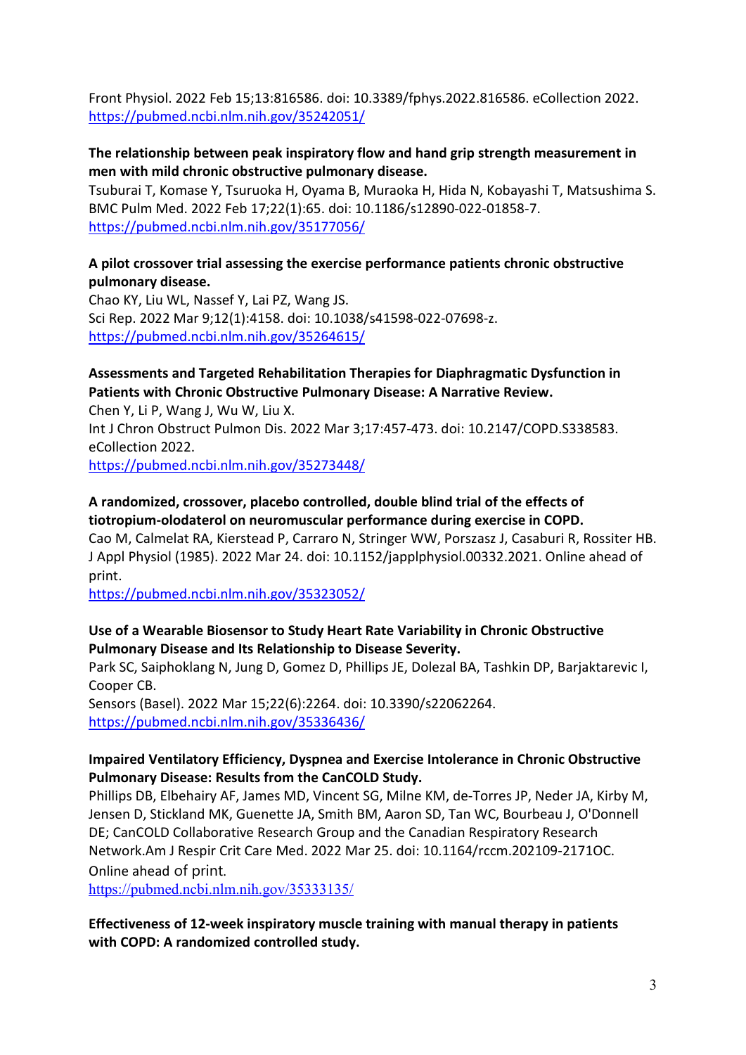Front Physiol. 2022 Feb 15;13:816586. doi: 10.3389/fphys.2022.816586. eCollection 2022.
https://pubmed.ncbi.nlm.nih.gov/35242051/

**The relationship between peak inspiratory flow and hand grip strength measurement in men with mild chronic obstructive pulmonary disease.**
Tsuburai T, Komase Y, Tsuruoka H, Oyama B, Muraoka H, Hida N, Kobayashi T, Matsushima S.
BMC Pulm Med. 2022 Feb 17;22(1):65. doi: 10.1186/s12890-022-01858-7.
https://pubmed.ncbi.nlm.nih.gov/35177056/

**A pilot crossover trial assessing the exercise performance patients chronic obstructive pulmonary disease.**
Chao KY, Liu WL, Nassef Y, Lai PZ, Wang JS.
Sci Rep. 2022 Mar 9;12(1):4158. doi: 10.1038/s41598-022-07698-z.
https://pubmed.ncbi.nlm.nih.gov/35264615/

**Assessments and Targeted Rehabilitation Therapies for Diaphragmatic Dysfunction in Patients with Chronic Obstructive Pulmonary Disease: A Narrative Review.**
Chen Y, Li P, Wang J, Wu W, Liu X.
Int J Chron Obstruct Pulmon Dis. 2022 Mar 3;17:457-473. doi: 10.2147/COPD.S338583. eCollection 2022.
https://pubmed.ncbi.nlm.nih.gov/35273448/

**A randomized, crossover, placebo controlled, double blind trial of the effects of tiotropium-olodaterol on neuromuscular performance during exercise in COPD.**
Cao M, Calmelat RA, Kierstead P, Carraro N, Stringer WW, Porszasz J, Casaburi R, Rossiter HB.
J Appl Physiol (1985). 2022 Mar 24. doi: 10.1152/japplphysiol.00332.2021. Online ahead of print.
https://pubmed.ncbi.nlm.nih.gov/35323052/

**Use of a Wearable Biosensor to Study Heart Rate Variability in Chronic Obstructive Pulmonary Disease and Its Relationship to Disease Severity.**
Park SC, Saiphoklang N, Jung D, Gomez D, Phillips JE, Dolezal BA, Tashkin DP, Barjaktarevic I, Cooper CB.
Sensors (Basel). 2022 Mar 15;22(6):2264. doi: 10.3390/s22062264.
https://pubmed.ncbi.nlm.nih.gov/35336436/

**Impaired Ventilatory Efficiency, Dyspnea and Exercise Intolerance in Chronic Obstructive Pulmonary Disease: Results from the CanCOLD Study.**
Phillips DB, Elbehairy AF, James MD, Vincent SG, Milne KM, de-Torres JP, Neder JA, Kirby M, Jensen D, Stickland MK, Guenette JA, Smith BM, Aaron SD, Tan WC, Bourbeau J, O'Donnell DE; CanCOLD Collaborative Research Group and the Canadian Respiratory Research Network.Am J Respir Crit Care Med. 2022 Mar 25. doi: 10.1164/rccm.202109-2171OC. Online ahead of print.
https://pubmed.ncbi.nlm.nih.gov/35333135/

**Effectiveness of 12-week inspiratory muscle training with manual therapy in patients with COPD: A randomized controlled study.**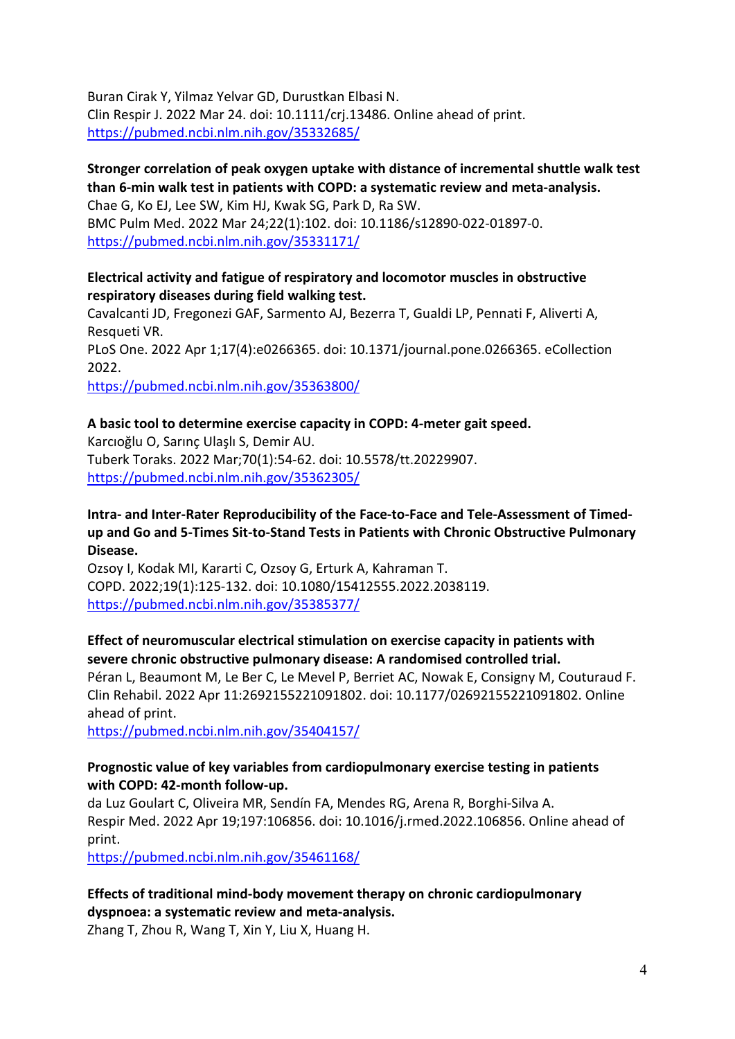Buran Cirak Y, Yilmaz Yelvar GD, Durustkan Elbasi N.
Clin Respir J. 2022 Mar 24. doi: 10.1111/crj.13486. Online ahead of print.
https://pubmed.ncbi.nlm.nih.gov/35332685/

**Stronger correlation of peak oxygen uptake with distance of incremental shuttle walk test than 6-min walk test in patients with COPD: a systematic review and meta-analysis.**
Chae G, Ko EJ, Lee SW, Kim HJ, Kwak SG, Park D, Ra SW.
BMC Pulm Med. 2022 Mar 24;22(1):102. doi: 10.1186/s12890-022-01897-0.
https://pubmed.ncbi.nlm.nih.gov/35331171/

**Electrical activity and fatigue of respiratory and locomotor muscles in obstructive respiratory diseases during field walking test.**
Cavalcanti JD, Fregonezi GAF, Sarmento AJ, Bezerra T, Gualdi LP, Pennati F, Aliverti A, Resqueti VR.
PLoS One. 2022 Apr 1;17(4):e0266365. doi: 10.1371/journal.pone.0266365. eCollection 2022.
https://pubmed.ncbi.nlm.nih.gov/35363800/

**A basic tool to determine exercise capacity in COPD: 4-meter gait speed.**
Karcıoğlu O, Sarınç Ulaşlı S, Demir AU.
Tuberk Toraks. 2022 Mar;70(1):54-62. doi: 10.5578/tt.20229907.
https://pubmed.ncbi.nlm.nih.gov/35362305/

**Intra- and Inter-Rater Reproducibility of the Face-to-Face and Tele-Assessment of Timed-up and Go and 5-Times Sit-to-Stand Tests in Patients with Chronic Obstructive Pulmonary Disease.**
Ozsoy I, Kodak MI, Kararti C, Ozsoy G, Erturk A, Kahraman T.
COPD. 2022;19(1):125-132. doi: 10.1080/15412555.2022.2038119.
https://pubmed.ncbi.nlm.nih.gov/35385377/

**Effect of neuromuscular electrical stimulation on exercise capacity in patients with severe chronic obstructive pulmonary disease: A randomised controlled trial.**
Péran L, Beaumont M, Le Ber C, Le Mevel P, Berriet AC, Nowak E, Consigny M, Couturaud F.
Clin Rehabil. 2022 Apr 11:2692155221091802. doi: 10.1177/02692155221091802. Online ahead of print.
https://pubmed.ncbi.nlm.nih.gov/35404157/

**Prognostic value of key variables from cardiopulmonary exercise testing in patients with COPD: 42-month follow-up.**
da Luz Goulart C, Oliveira MR, Sendín FA, Mendes RG, Arena R, Borghi-Silva A.
Respir Med. 2022 Apr 19;197:106856. doi: 10.1016/j.rmed.2022.106856. Online ahead of print.
https://pubmed.ncbi.nlm.nih.gov/35461168/

**Effects of traditional mind-body movement therapy on chronic cardiopulmonary dyspnoea: a systematic review and meta-analysis.**
Zhang T, Zhou R, Wang T, Xin Y, Liu X, Huang H.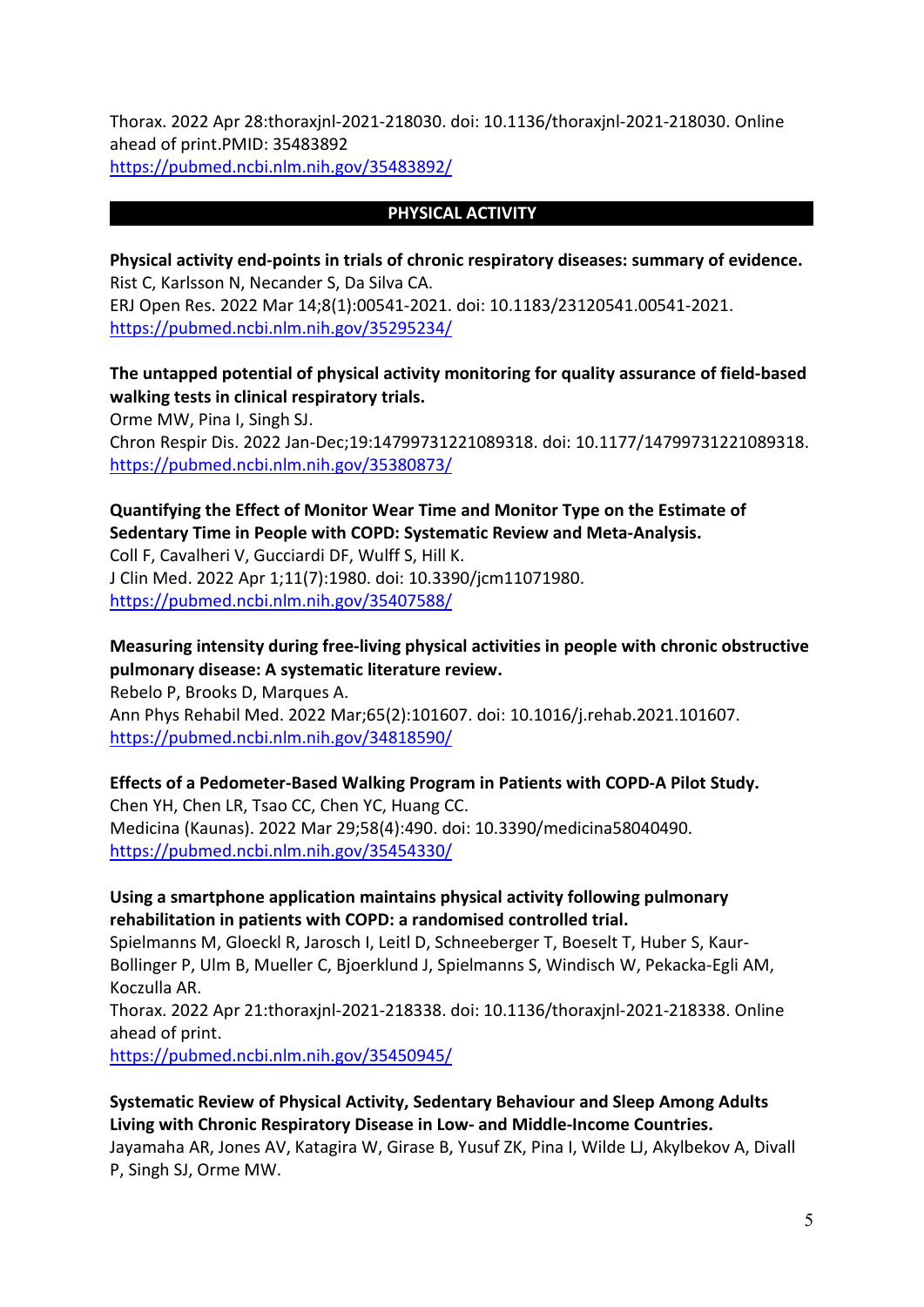Thorax. 2022 Apr 28:thoraxjnl-2021-218030. doi: 10.1136/thoraxjnl-2021-218030. Online ahead of print.PMID: 35483892
https://pubmed.ncbi.nlm.nih.gov/35483892/

## PHYSICAL ACTIVITY

**Physical activity end-points in trials of chronic respiratory diseases: summary of evidence.**
Rist C, Karlsson N, Necander S, Da Silva CA.
ERJ Open Res. 2022 Mar 14;8(1):00541-2021. doi: 10.1183/23120541.00541-2021.
https://pubmed.ncbi.nlm.nih.gov/35295234/

**The untapped potential of physical activity monitoring for quality assurance of field-based walking tests in clinical respiratory trials.**
Orme MW, Pina I, Singh SJ.
Chron Respir Dis. 2022 Jan-Dec;19:14799731221089318. doi: 10.1177/14799731221089318.
https://pubmed.ncbi.nlm.nih.gov/35380873/

**Quantifying the Effect of Monitor Wear Time and Monitor Type on the Estimate of Sedentary Time in People with COPD: Systematic Review and Meta-Analysis.**
Coll F, Cavalheri V, Gucciardi DF, Wulff S, Hill K.
J Clin Med. 2022 Apr 1;11(7):1980. doi: 10.3390/jcm11071980.
https://pubmed.ncbi.nlm.nih.gov/35407588/

**Measuring intensity during free-living physical activities in people with chronic obstructive pulmonary disease: A systematic literature review.**
Rebelo P, Brooks D, Marques A.
Ann Phys Rehabil Med. 2022 Mar;65(2):101607. doi: 10.1016/j.rehab.2021.101607.
https://pubmed.ncbi.nlm.nih.gov/34818590/

**Effects of a Pedometer-Based Walking Program in Patients with COPD-A Pilot Study.**
Chen YH, Chen LR, Tsao CC, Chen YC, Huang CC.
Medicina (Kaunas). 2022 Mar 29;58(4):490. doi: 10.3390/medicina58040490.
https://pubmed.ncbi.nlm.nih.gov/35454330/

**Using a smartphone application maintains physical activity following pulmonary rehabilitation in patients with COPD: a randomised controlled trial.**
Spielmanns M, Gloeckl R, Jarosch I, Leitl D, Schneeberger T, Boeselt T, Huber S, Kaur-Bollinger P, Ulm B, Mueller C, Bjoerklund J, Spielmanns S, Windisch W, Pekacka-Egli AM, Koczulla AR.
Thorax. 2022 Apr 21:thoraxjnl-2021-218338. doi: 10.1136/thoraxjnl-2021-218338. Online ahead of print.
https://pubmed.ncbi.nlm.nih.gov/35450945/

**Systematic Review of Physical Activity, Sedentary Behaviour and Sleep Among Adults Living with Chronic Respiratory Disease in Low- and Middle-Income Countries.**
Jayamaha AR, Jones AV, Katagira W, Girase B, Yusuf ZK, Pina I, Wilde LJ, Akylbekov A, Divall P, Singh SJ, Orme MW.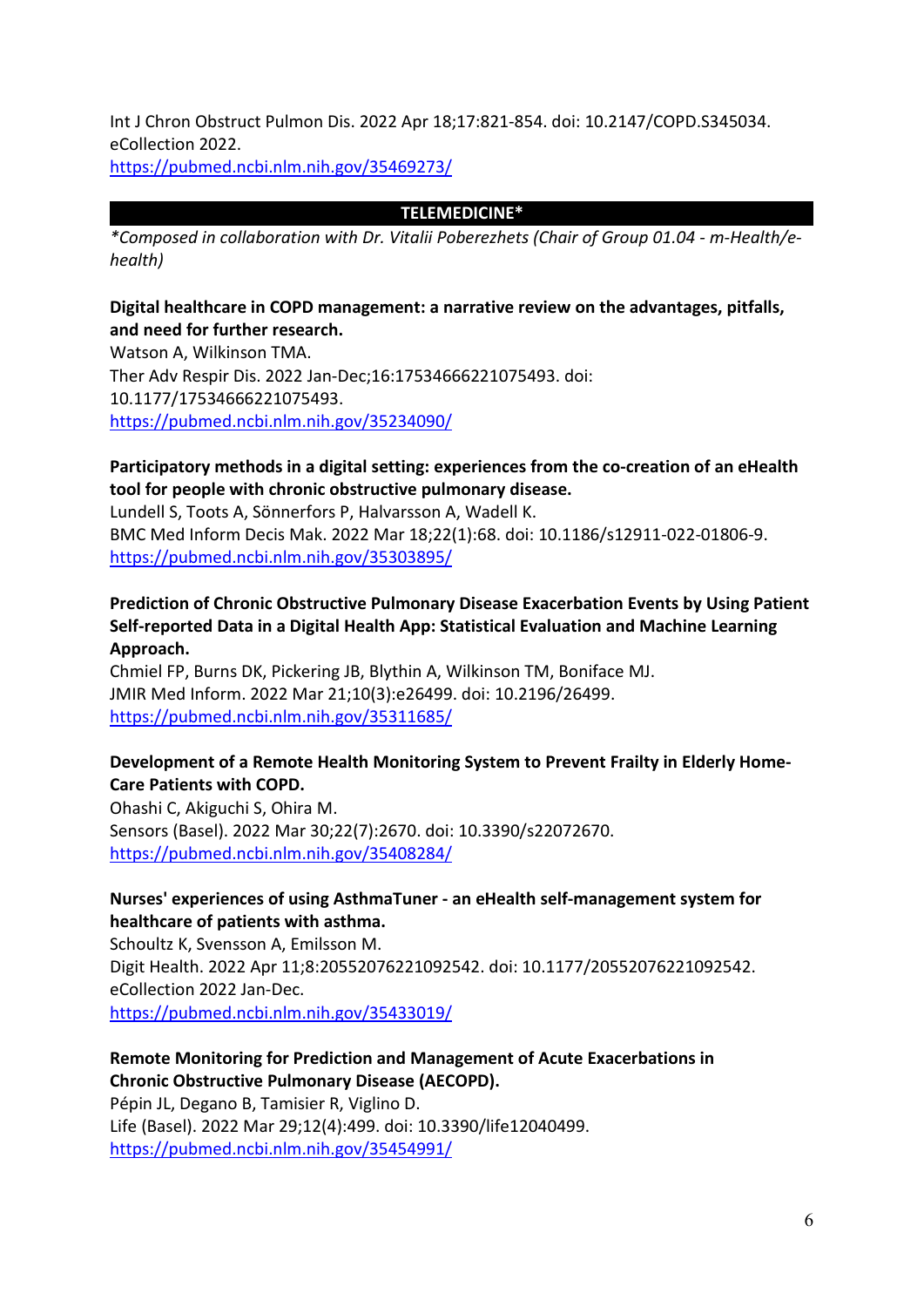Int J Chron Obstruct Pulmon Dis. 2022 Apr 18;17:821-854. doi: 10.2147/COPD.S345034. eCollection 2022.
https://pubmed.ncbi.nlm.nih.gov/35469273/

## TELEMEDICINE*

*\*Composed in collaboration with Dr. Vitalii Poberezhets (Chair of Group 01.04 - m-Health/e-health)*

**Digital healthcare in COPD management: a narrative review on the advantages, pitfalls, and need for further research.**
Watson A, Wilkinson TMA.
Ther Adv Respir Dis. 2022 Jan-Dec;16:17534666221075493. doi: 10.1177/17534666221075493.
https://pubmed.ncbi.nlm.nih.gov/35234090/

**Participatory methods in a digital setting: experiences from the co-creation of an eHealth tool for people with chronic obstructive pulmonary disease.**
Lundell S, Toots A, Sönnerfors P, Halvarsson A, Wadell K.
BMC Med Inform Decis Mak. 2022 Mar 18;22(1):68. doi: 10.1186/s12911-022-01806-9.
https://pubmed.ncbi.nlm.nih.gov/35303895/

**Prediction of Chronic Obstructive Pulmonary Disease Exacerbation Events by Using Patient Self-reported Data in a Digital Health App: Statistical Evaluation and Machine Learning Approach.**
Chmiel FP, Burns DK, Pickering JB, Blythin A, Wilkinson TM, Boniface MJ.
JMIR Med Inform. 2022 Mar 21;10(3):e26499. doi: 10.2196/26499.
https://pubmed.ncbi.nlm.nih.gov/35311685/

**Development of a Remote Health Monitoring System to Prevent Frailty in Elderly Home-Care Patients with COPD.**
Ohashi C, Akiguchi S, Ohira M.
Sensors (Basel). 2022 Mar 30;22(7):2670. doi: 10.3390/s22072670.
https://pubmed.ncbi.nlm.nih.gov/35408284/

**Nurses' experiences of using AsthmaTuner - an eHealth self-management system for healthcare of patients with asthma.**
Schoultz K, Svensson A, Emilsson M.
Digit Health. 2022 Apr 11;8:20552076221092542. doi: 10.1177/20552076221092542. eCollection 2022 Jan-Dec.
https://pubmed.ncbi.nlm.nih.gov/35433019/

**Remote Monitoring for Prediction and Management of Acute Exacerbations in Chronic Obstructive Pulmonary Disease (AECOPD).**
Pépin JL, Degano B, Tamisier R, Viglino D.
Life (Basel). 2022 Mar 29;12(4):499. doi: 10.3390/life12040499.
https://pubmed.ncbi.nlm.nih.gov/35454991/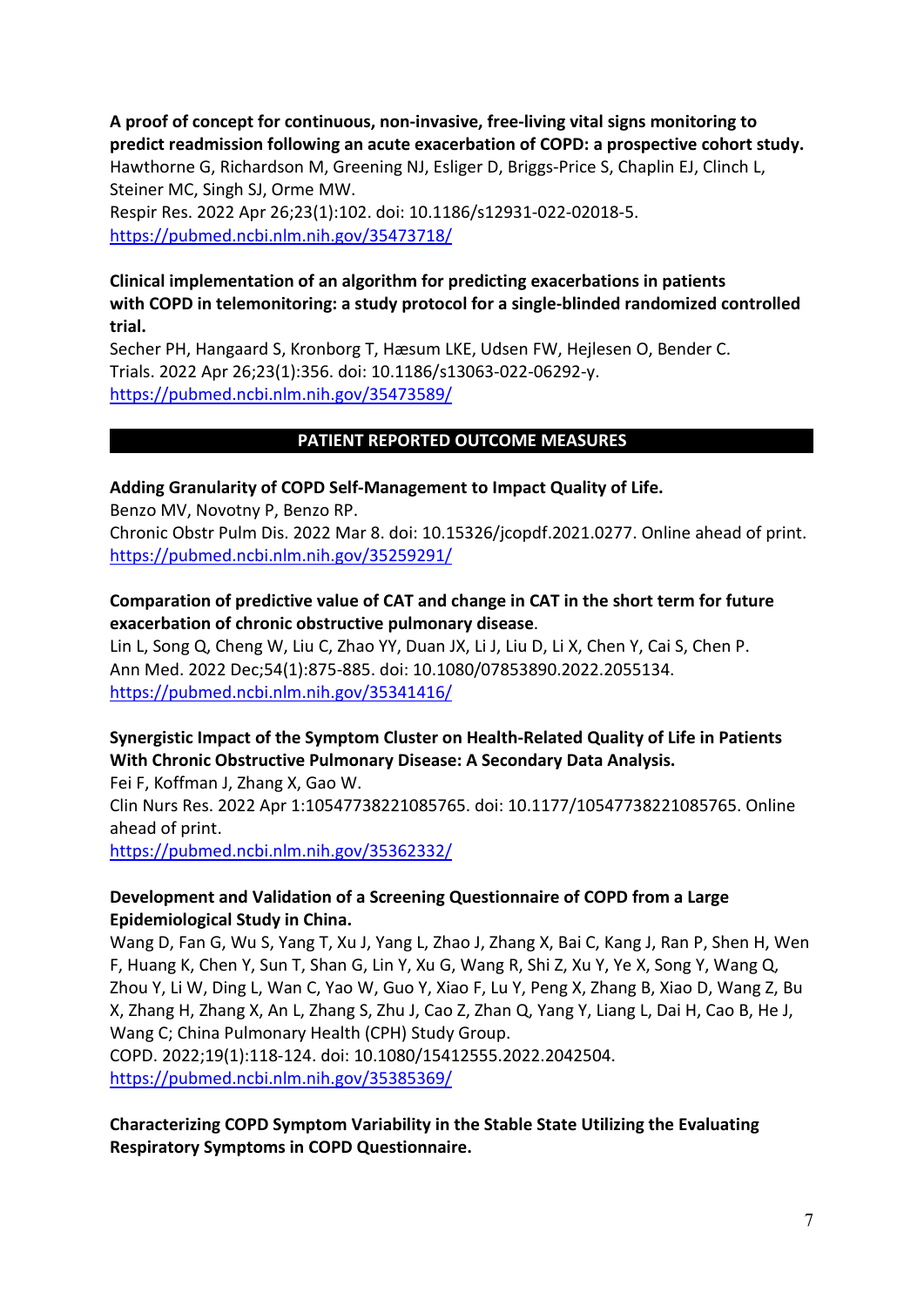**A proof of concept for continuous, non-invasive, free-living vital signs monitoring to predict readmission following an acute exacerbation of COPD: a prospective cohort study.**
Hawthorne G, Richardson M, Greening NJ, Esliger D, Briggs-Price S, Chaplin EJ, Clinch L, Steiner MC, Singh SJ, Orme MW.
Respir Res. 2022 Apr 26;23(1):102. doi: 10.1186/s12931-022-02018-5.
https://pubmed.ncbi.nlm.nih.gov/35473718/

**Clinical implementation of an algorithm for predicting exacerbations in patients with COPD in telemonitoring: a study protocol for a single-blinded randomized controlled trial.**
Secher PH, Hangaard S, Kronborg T, Hæsum LKE, Udsen FW, Hejlesen O, Bender C.
Trials. 2022 Apr 26;23(1):356. doi: 10.1186/s13063-022-06292-y.
https://pubmed.ncbi.nlm.nih.gov/35473589/

## PATIENT REPORTED OUTCOME MEASURES

**Adding Granularity of COPD Self-Management to Impact Quality of Life.**
Benzo MV, Novotny P, Benzo RP.
Chronic Obstr Pulm Dis. 2022 Mar 8. doi: 10.15326/jcopdf.2021.0277. Online ahead of print.
https://pubmed.ncbi.nlm.nih.gov/35259291/

**Comparation of predictive value of CAT and change in CAT in the short term for future exacerbation of chronic obstructive pulmonary disease**.
Lin L, Song Q, Cheng W, Liu C, Zhao YY, Duan JX, Li J, Liu D, Li X, Chen Y, Cai S, Chen P.
Ann Med. 2022 Dec;54(1):875-885. doi: 10.1080/07853890.2022.2055134.
https://pubmed.ncbi.nlm.nih.gov/35341416/

**Synergistic Impact of the Symptom Cluster on Health-Related Quality of Life in Patients With Chronic Obstructive Pulmonary Disease: A Secondary Data Analysis.**
Fei F, Koffman J, Zhang X, Gao W.
Clin Nurs Res. 2022 Apr 1:10547738221085765. doi: 10.1177/10547738221085765. Online ahead of print.
https://pubmed.ncbi.nlm.nih.gov/35362332/

**Development and Validation of a Screening Questionnaire of COPD from a Large Epidemiological Study in China.**
Wang D, Fan G, Wu S, Yang T, Xu J, Yang L, Zhao J, Zhang X, Bai C, Kang J, Ran P, Shen H, Wen F, Huang K, Chen Y, Sun T, Shan G, Lin Y, Xu G, Wang R, Shi Z, Xu Y, Ye X, Song Y, Wang Q, Zhou Y, Li W, Ding L, Wan C, Yao W, Guo Y, Xiao F, Lu Y, Peng X, Zhang B, Xiao D, Wang Z, Bu X, Zhang H, Zhang X, An L, Zhang S, Zhu J, Cao Z, Zhan Q, Yang Y, Liang L, Dai H, Cao B, He J, Wang C; China Pulmonary Health (CPH) Study Group.
COPD. 2022;19(1):118-124. doi: 10.1080/15412555.2022.2042504.
https://pubmed.ncbi.nlm.nih.gov/35385369/

**Characterizing COPD Symptom Variability in the Stable State Utilizing the Evaluating Respiratory Symptoms in COPD Questionnaire.**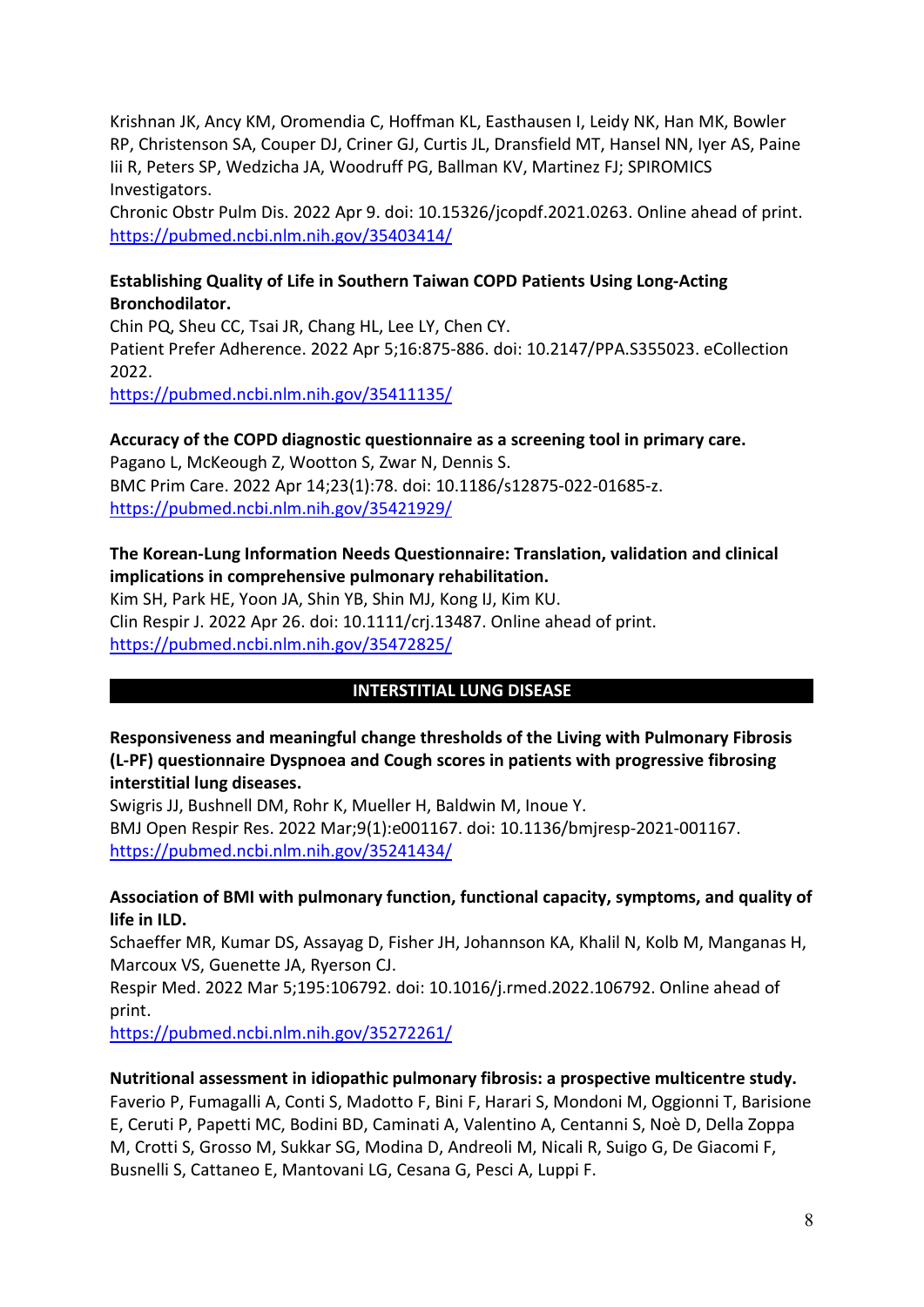Krishnan JK, Ancy KM, Oromendia C, Hoffman KL, Easthausen I, Leidy NK, Han MK, Bowler RP, Christenson SA, Couper DJ, Criner GJ, Curtis JL, Dransfield MT, Hansel NN, Iyer AS, Paine Iii R, Peters SP, Wedzicha JA, Woodruff PG, Ballman KV, Martinez FJ; SPIROMICS Investigators.
Chronic Obstr Pulm Dis. 2022 Apr 9. doi: 10.15326/jcopdf.2021.0263. Online ahead of print.
https://pubmed.ncbi.nlm.nih.gov/35403414/

**Establishing Quality of Life in Southern Taiwan COPD Patients Using Long-Acting Bronchodilator.**
Chin PQ, Sheu CC, Tsai JR, Chang HL, Lee LY, Chen CY.
Patient Prefer Adherence. 2022 Apr 5;16:875-886. doi: 10.2147/PPA.S355023. eCollection 2022.
https://pubmed.ncbi.nlm.nih.gov/35411135/

**Accuracy of the COPD diagnostic questionnaire as a screening tool in primary care.**
Pagano L, McKeough Z, Wootton S, Zwar N, Dennis S.
BMC Prim Care. 2022 Apr 14;23(1):78. doi: 10.1186/s12875-022-01685-z.
https://pubmed.ncbi.nlm.nih.gov/35421929/

**The Korean-Lung Information Needs Questionnaire: Translation, validation and clinical implications in comprehensive pulmonary rehabilitation.**
Kim SH, Park HE, Yoon JA, Shin YB, Shin MJ, Kong IJ, Kim KU.
Clin Respir J. 2022 Apr 26. doi: 10.1111/crj.13487. Online ahead of print.
https://pubmed.ncbi.nlm.nih.gov/35472825/

## INTERSTITIAL LUNG DISEASE

**Responsiveness and meaningful change thresholds of the Living with Pulmonary Fibrosis (L-PF) questionnaire Dyspnoea and Cough scores in patients with progressive fibrosing interstitial lung diseases.**
Swigris JJ, Bushnell DM, Rohr K, Mueller H, Baldwin M, Inoue Y.
BMJ Open Respir Res. 2022 Mar;9(1):e001167. doi: 10.1136/bmjresp-2021-001167.
https://pubmed.ncbi.nlm.nih.gov/35241434/

**Association of BMI with pulmonary function, functional capacity, symptoms, and quality of life in ILD.**
Schaeffer MR, Kumar DS, Assayag D, Fisher JH, Johannson KA, Khalil N, Kolb M, Manganas H, Marcoux VS, Guenette JA, Ryerson CJ.
Respir Med. 2022 Mar 5;195:106792. doi: 10.1016/j.rmed.2022.106792. Online ahead of print.
https://pubmed.ncbi.nlm.nih.gov/35272261/

**Nutritional assessment in idiopathic pulmonary fibrosis: a prospective multicentre study.**
Faverio P, Fumagalli A, Conti S, Madotto F, Bini F, Harari S, Mondoni M, Oggionni T, Barisione E, Ceruti P, Papetti MC, Bodini BD, Caminati A, Valentino A, Centanni S, Noè D, Della Zoppa M, Crotti S, Grosso M, Sukkar SG, Modina D, Andreoli M, Nicali R, Suigo G, De Giacomi F, Busnelli S, Cattaneo E, Mantovani LG, Cesana G, Pesci A, Luppi F.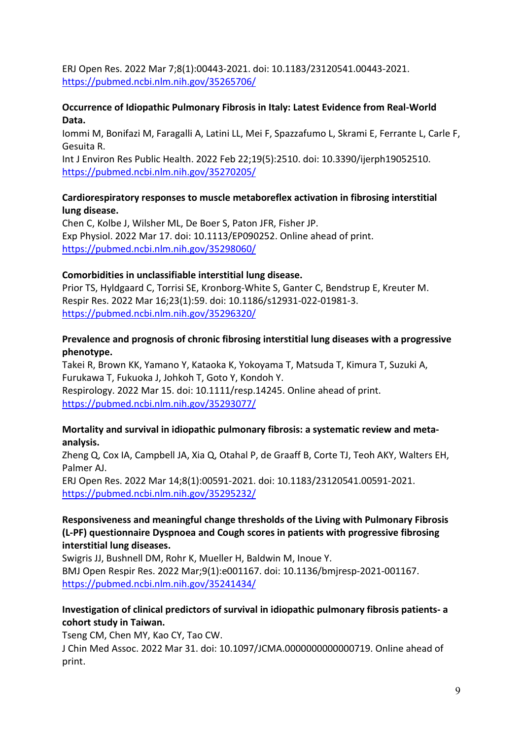ERJ Open Res. 2022 Mar 7;8(1):00443-2021. doi: 10.1183/23120541.00443-2021.
https://pubmed.ncbi.nlm.nih.gov/35265706/

**Occurrence of Idiopathic Pulmonary Fibrosis in Italy: Latest Evidence from Real-World Data.**
Iommi M, Bonifazi M, Faragalli A, Latini LL, Mei F, Spazzafumo L, Skrami E, Ferrante L, Carle F, Gesuita R.
Int J Environ Res Public Health. 2022 Feb 22;19(5):2510. doi: 10.3390/ijerph19052510.
https://pubmed.ncbi.nlm.nih.gov/35270205/

**Cardiorespiratory responses to muscle metaboreflex activation in fibrosing interstitial lung disease.**
Chen C, Kolbe J, Wilsher ML, De Boer S, Paton JFR, Fisher JP.
Exp Physiol. 2022 Mar 17. doi: 10.1113/EP090252. Online ahead of print.
https://pubmed.ncbi.nlm.nih.gov/35298060/

**Comorbidities in unclassifiable interstitial lung disease.**
Prior TS, Hyldgaard C, Torrisi SE, Kronborg-White S, Ganter C, Bendstrup E, Kreuter M.
Respir Res. 2022 Mar 16;23(1):59. doi: 10.1186/s12931-022-01981-3.
https://pubmed.ncbi.nlm.nih.gov/35296320/

**Prevalence and prognosis of chronic fibrosing interstitial lung diseases with a progressive phenotype.**
Takei R, Brown KK, Yamano Y, Kataoka K, Yokoyama T, Matsuda T, Kimura T, Suzuki A, Furukawa T, Fukuoka J, Johkoh T, Goto Y, Kondoh Y.
Respirology. 2022 Mar 15. doi: 10.1111/resp.14245. Online ahead of print.
https://pubmed.ncbi.nlm.nih.gov/35293077/

**Mortality and survival in idiopathic pulmonary fibrosis: a systematic review and meta-analysis.**
Zheng Q, Cox IA, Campbell JA, Xia Q, Otahal P, de Graaff B, Corte TJ, Teoh AKY, Walters EH, Palmer AJ.
ERJ Open Res. 2022 Mar 14;8(1):00591-2021. doi: 10.1183/23120541.00591-2021.
https://pubmed.ncbi.nlm.nih.gov/35295232/

**Responsiveness and meaningful change thresholds of the Living with Pulmonary Fibrosis (L-PF) questionnaire Dyspnoea and Cough scores in patients with progressive fibrosing interstitial lung diseases.**
Swigris JJ, Bushnell DM, Rohr K, Mueller H, Baldwin M, Inoue Y.
BMJ Open Respir Res. 2022 Mar;9(1):e001167. doi: 10.1136/bmjresp-2021-001167.
https://pubmed.ncbi.nlm.nih.gov/35241434/

**Investigation of clinical predictors of survival in idiopathic pulmonary fibrosis patients- a cohort study in Taiwan.**
Tseng CM, Chen MY, Kao CY, Tao CW.
J Chin Med Assoc. 2022 Mar 31. doi: 10.1097/JCMA.0000000000000719. Online ahead of print.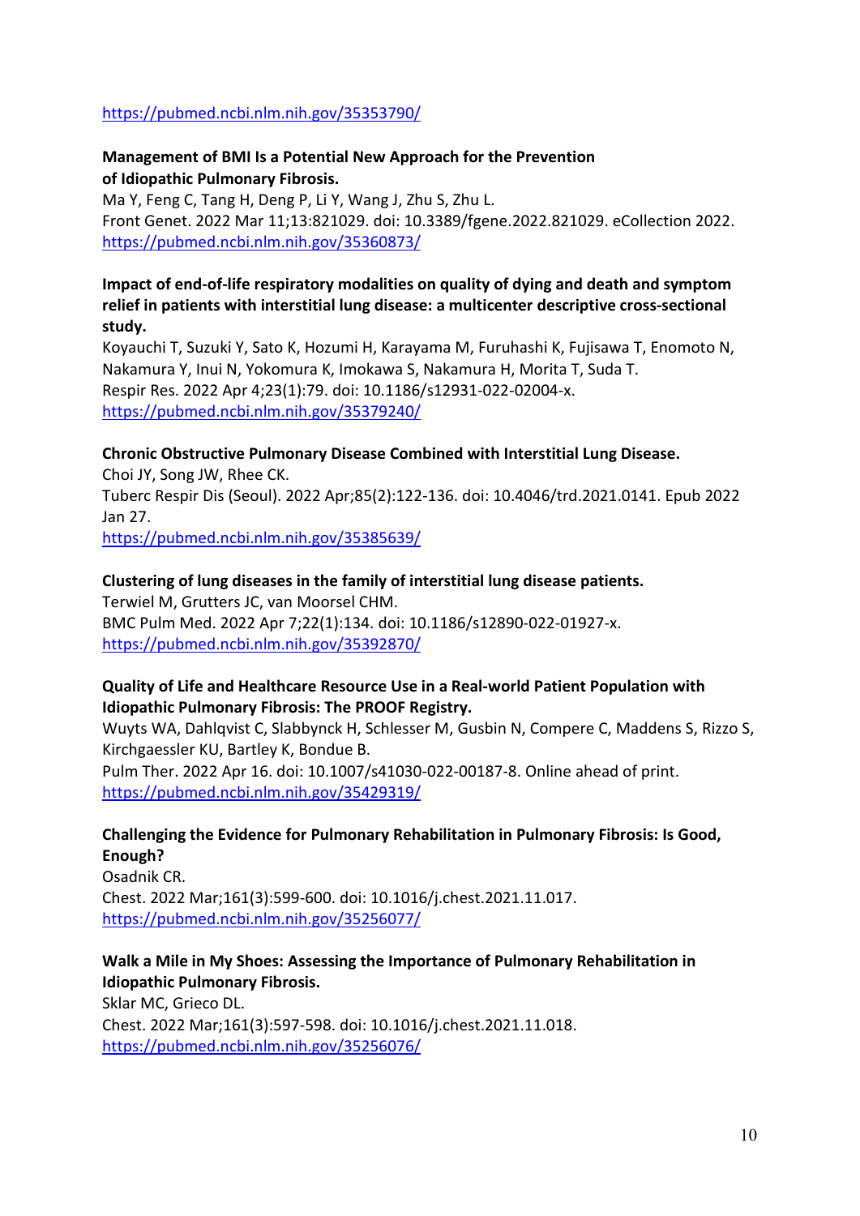https://pubmed.ncbi.nlm.nih.gov/35353790/

**Management of BMI Is a Potential New Approach for the Prevention of Idiopathic Pulmonary Fibrosis.**
Ma Y, Feng C, Tang H, Deng P, Li Y, Wang J, Zhu S, Zhu L.
Front Genet. 2022 Mar 11;13:821029. doi: 10.3389/fgene.2022.821029. eCollection 2022.
https://pubmed.ncbi.nlm.nih.gov/35360873/

**Impact of end-of-life respiratory modalities on quality of dying and death and symptom relief in patients with interstitial lung disease: a multicenter descriptive cross-sectional study.**
Koyauchi T, Suzuki Y, Sato K, Hozumi H, Karayama M, Furuhashi K, Fujisawa T, Enomoto N, Nakamura Y, Inui N, Yokomura K, Imokawa S, Nakamura H, Morita T, Suda T.
Respir Res. 2022 Apr 4;23(1):79. doi: 10.1186/s12931-022-02004-x.
https://pubmed.ncbi.nlm.nih.gov/35379240/

**Chronic Obstructive Pulmonary Disease Combined with Interstitial Lung Disease.**
Choi JY, Song JW, Rhee CK.
Tuberc Respir Dis (Seoul). 2022 Apr;85(2):122-136. doi: 10.4046/trd.2021.0141. Epub 2022 Jan 27.
https://pubmed.ncbi.nlm.nih.gov/35385639/

**Clustering of lung diseases in the family of interstitial lung disease patients.**
Terwiel M, Grutters JC, van Moorsel CHM.
BMC Pulm Med. 2022 Apr 7;22(1):134. doi: 10.1186/s12890-022-01927-x.
https://pubmed.ncbi.nlm.nih.gov/35392870/

**Quality of Life and Healthcare Resource Use in a Real-world Patient Population with Idiopathic Pulmonary Fibrosis: The PROOF Registry.**
Wuyts WA, Dahlqvist C, Slabbynck H, Schlesser M, Gusbin N, Compere C, Maddens S, Rizzo S, Kirchgaessler KU, Bartley K, Bondue B.
Pulm Ther. 2022 Apr 16. doi: 10.1007/s41030-022-00187-8. Online ahead of print.
https://pubmed.ncbi.nlm.nih.gov/35429319/

**Challenging the Evidence for Pulmonary Rehabilitation in Pulmonary Fibrosis: Is Good, Enough?**
Osadnik CR.
Chest. 2022 Mar;161(3):599-600. doi: 10.1016/j.chest.2021.11.017.
https://pubmed.ncbi.nlm.nih.gov/35256077/

**Walk a Mile in My Shoes: Assessing the Importance of Pulmonary Rehabilitation in Idiopathic Pulmonary Fibrosis.**
Sklar MC, Grieco DL.
Chest. 2022 Mar;161(3):597-598. doi: 10.1016/j.chest.2021.11.018.
https://pubmed.ncbi.nlm.nih.gov/35256076/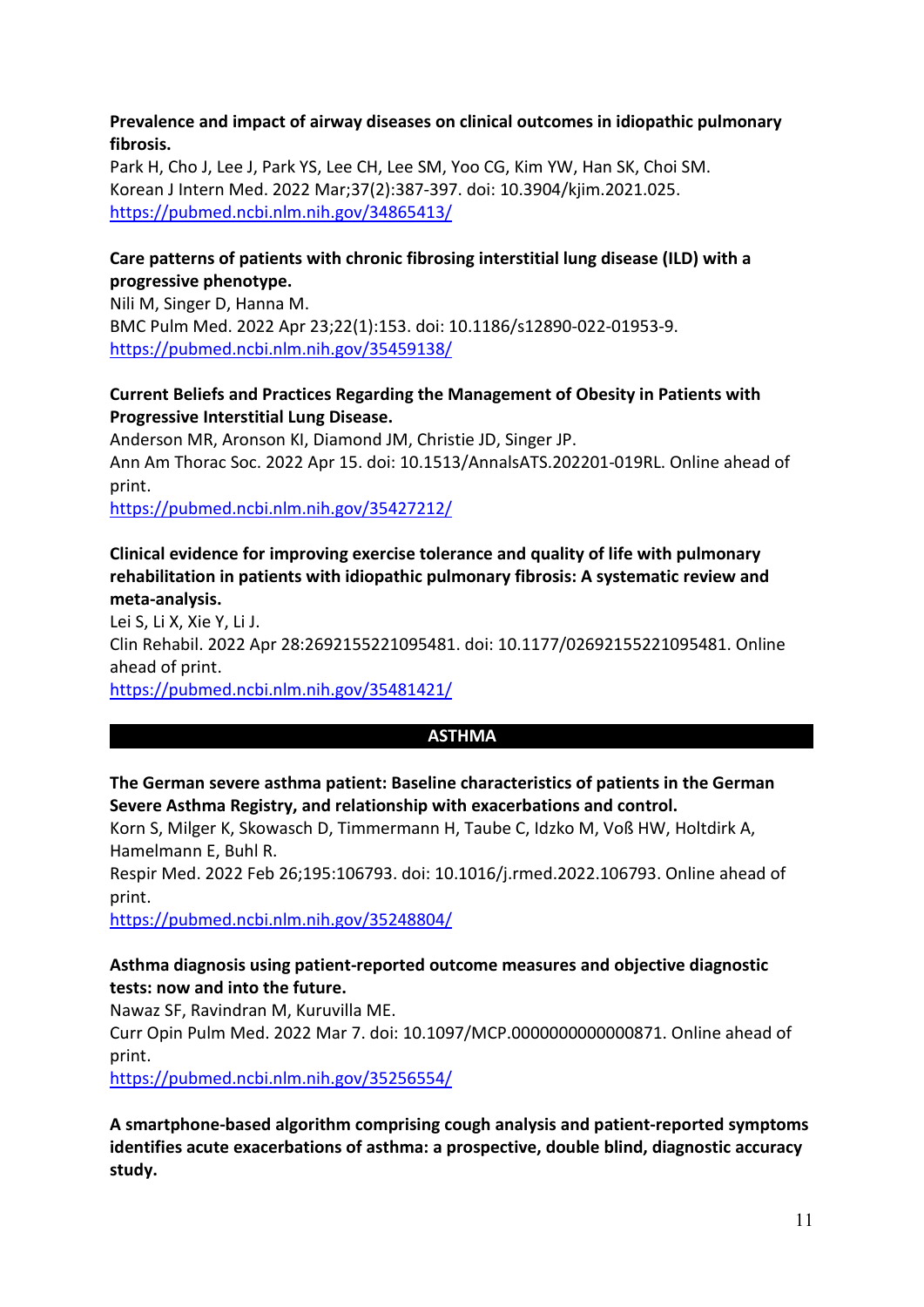**Prevalence and impact of airway diseases on clinical outcomes in idiopathic pulmonary fibrosis.**
Park H, Cho J, Lee J, Park YS, Lee CH, Lee SM, Yoo CG, Kim YW, Han SK, Choi SM.
Korean J Intern Med. 2022 Mar;37(2):387-397. doi: 10.3904/kjim.2021.025.
https://pubmed.ncbi.nlm.nih.gov/34865413/

**Care patterns of patients with chronic fibrosing interstitial lung disease (ILD) with a progressive phenotype.**
Nili M, Singer D, Hanna M.
BMC Pulm Med. 2022 Apr 23;22(1):153. doi: 10.1186/s12890-022-01953-9.
https://pubmed.ncbi.nlm.nih.gov/35459138/

**Current Beliefs and Practices Regarding the Management of Obesity in Patients with Progressive Interstitial Lung Disease.**
Anderson MR, Aronson KI, Diamond JM, Christie JD, Singer JP.
Ann Am Thorac Soc. 2022 Apr 15. doi: 10.1513/AnnalsATS.202201-019RL. Online ahead of print.
https://pubmed.ncbi.nlm.nih.gov/35427212/

**Clinical evidence for improving exercise tolerance and quality of life with pulmonary rehabilitation in patients with idiopathic pulmonary fibrosis: A systematic review and meta-analysis.**
Lei S, Li X, Xie Y, Li J.
Clin Rehabil. 2022 Apr 28:2692155221095481. doi: 10.1177/02692155221095481. Online ahead of print.
https://pubmed.ncbi.nlm.nih.gov/35481421/

## ASTHMA

**The German severe asthma patient: Baseline characteristics of patients in the German Severe Asthma Registry, and relationship with exacerbations and control.**
Korn S, Milger K, Skowasch D, Timmermann H, Taube C, Idzko M, Voß HW, Holtdirk A, Hamelmann E, Buhl R.
Respir Med. 2022 Feb 26;195:106793. doi: 10.1016/j.rmed.2022.106793. Online ahead of print.
https://pubmed.ncbi.nlm.nih.gov/35248804/

**Asthma diagnosis using patient-reported outcome measures and objective diagnostic tests: now and into the future.**
Nawaz SF, Ravindran M, Kuruvilla ME.
Curr Opin Pulm Med. 2022 Mar 7. doi: 10.1097/MCP.0000000000000871. Online ahead of print.
https://pubmed.ncbi.nlm.nih.gov/35256554/

**A smartphone-based algorithm comprising cough analysis and patient-reported symptoms identifies acute exacerbations of asthma: a prospective, double blind, diagnostic accuracy study.**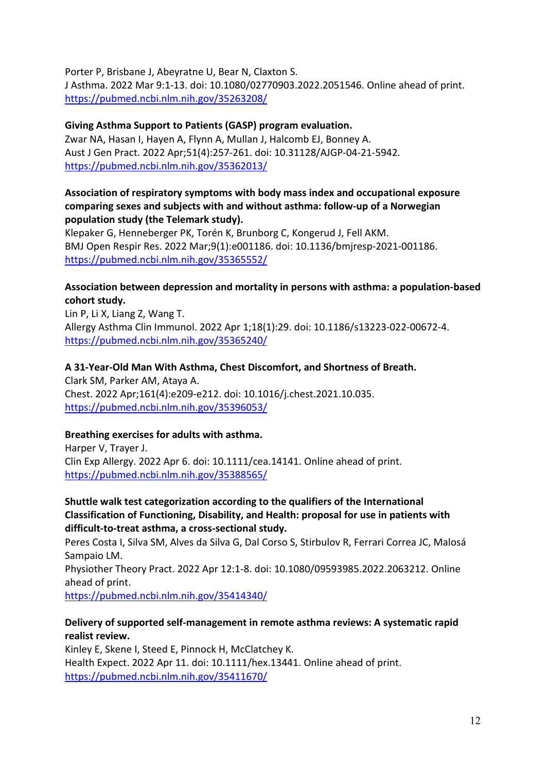Porter P, Brisbane J, Abeyratne U, Bear N, Claxton S.
J Asthma. 2022 Mar 9:1-13. doi: 10.1080/02770903.2022.2051546. Online ahead of print.
https://pubmed.ncbi.nlm.nih.gov/35263208/

**Giving Asthma Support to Patients (GASP) program evaluation.**
Zwar NA, Hasan I, Hayen A, Flynn A, Mullan J, Halcomb EJ, Bonney A.
Aust J Gen Pract. 2022 Apr;51(4):257-261. doi: 10.31128/AJGP-04-21-5942.
https://pubmed.ncbi.nlm.nih.gov/35362013/

**Association of respiratory symptoms with body mass index and occupational exposure comparing sexes and subjects with and without asthma: follow-up of a Norwegian population study (the Telemark study).**
Klepaker G, Henneberger PK, Torén K, Brunborg C, Kongerud J, Fell AKM.
BMJ Open Respir Res. 2022 Mar;9(1):e001186. doi: 10.1136/bmjresp-2021-001186.
https://pubmed.ncbi.nlm.nih.gov/35365552/

**Association between depression and mortality in persons with asthma: a population-based cohort study.**
Lin P, Li X, Liang Z, Wang T.
Allergy Asthma Clin Immunol. 2022 Apr 1;18(1):29. doi: 10.1186/s13223-022-00672-4.
https://pubmed.ncbi.nlm.nih.gov/35365240/

**A 31-Year-Old Man With Asthma, Chest Discomfort, and Shortness of Breath.**
Clark SM, Parker AM, Ataya A.
Chest. 2022 Apr;161(4):e209-e212. doi: 10.1016/j.chest.2021.10.035.
https://pubmed.ncbi.nlm.nih.gov/35396053/

**Breathing exercises for adults with asthma.**
Harper V, Trayer J.
Clin Exp Allergy. 2022 Apr 6. doi: 10.1111/cea.14141. Online ahead of print.
https://pubmed.ncbi.nlm.nih.gov/35388565/

**Shuttle walk test categorization according to the qualifiers of the International Classification of Functioning, Disability, and Health: proposal for use in patients with difficult-to-treat asthma, a cross-sectional study.**
Peres Costa I, Silva SM, Alves da Silva G, Dal Corso S, Stirbulov R, Ferrari Correa JC, Malosá Sampaio LM.
Physiother Theory Pract. 2022 Apr 12:1-8. doi: 10.1080/09593985.2022.2063212. Online ahead of print.
https://pubmed.ncbi.nlm.nih.gov/35414340/

**Delivery of supported self-management in remote asthma reviews: A systematic rapid realist review.**
Kinley E, Skene I, Steed E, Pinnock H, McClatchey K.
Health Expect. 2022 Apr 11. doi: 10.1111/hex.13441. Online ahead of print.
https://pubmed.ncbi.nlm.nih.gov/35411670/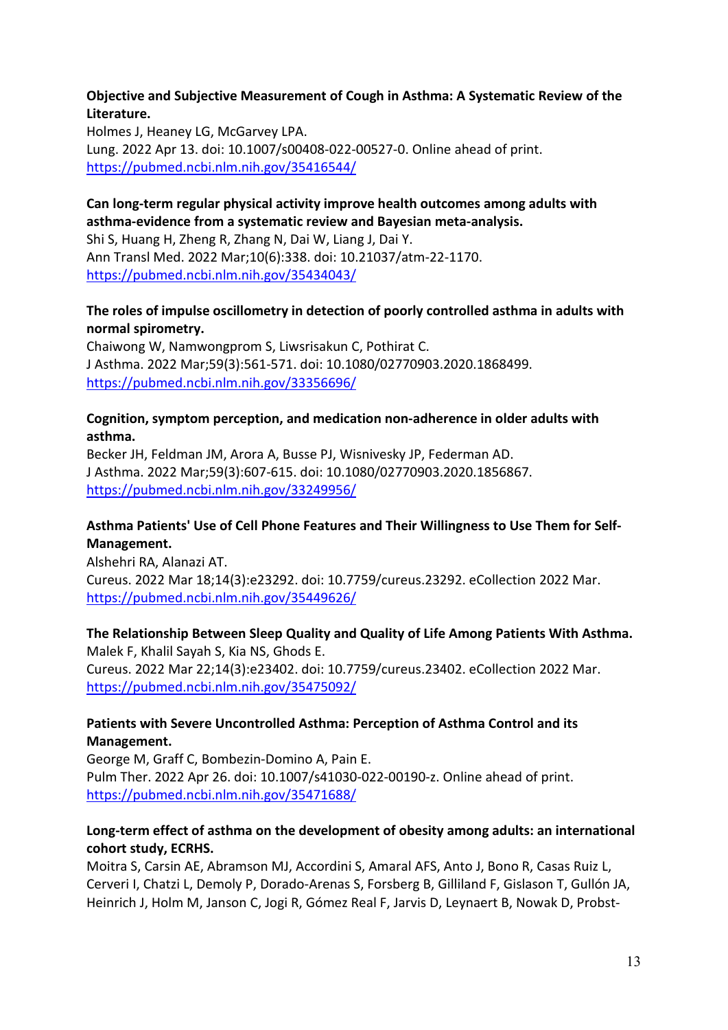**Objective and Subjective Measurement of Cough in Asthma: A Systematic Review of the Literature.**
Holmes J, Heaney LG, McGarvey LPA.
Lung. 2022 Apr 13. doi: 10.1007/s00408-022-00527-0. Online ahead of print.
https://pubmed.ncbi.nlm.nih.gov/35416544/

**Can long-term regular physical activity improve health outcomes among adults with asthma-evidence from a systematic review and Bayesian meta-analysis.**
Shi S, Huang H, Zheng R, Zhang N, Dai W, Liang J, Dai Y.
Ann Transl Med. 2022 Mar;10(6):338. doi: 10.21037/atm-22-1170.
https://pubmed.ncbi.nlm.nih.gov/35434043/

**The roles of impulse oscillometry in detection of poorly controlled asthma in adults with normal spirometry.**
Chaiwong W, Namwongprom S, Liwsrisakun C, Pothirat C.
J Asthma. 2022 Mar;59(3):561-571. doi: 10.1080/02770903.2020.1868499.
https://pubmed.ncbi.nlm.nih.gov/33356696/

**Cognition, symptom perception, and medication non-adherence in older adults with asthma.**
Becker JH, Feldman JM, Arora A, Busse PJ, Wisnivesky JP, Federman AD.
J Asthma. 2022 Mar;59(3):607-615. doi: 10.1080/02770903.2020.1856867.
https://pubmed.ncbi.nlm.nih.gov/33249956/

**Asthma Patients' Use of Cell Phone Features and Their Willingness to Use Them for Self-Management.**
Alshehri RA, Alanazi AT.
Cureus. 2022 Mar 18;14(3):e23292. doi: 10.7759/cureus.23292. eCollection 2022 Mar.
https://pubmed.ncbi.nlm.nih.gov/35449626/

**The Relationship Between Sleep Quality and Quality of Life Among Patients With Asthma.**
Malek F, Khalil Sayah S, Kia NS, Ghods E.
Cureus. 2022 Mar 22;14(3):e23402. doi: 10.7759/cureus.23402. eCollection 2022 Mar.
https://pubmed.ncbi.nlm.nih.gov/35475092/

**Patients with Severe Uncontrolled Asthma: Perception of Asthma Control and its Management.**
George M, Graff C, Bombezin-Domino A, Pain E.
Pulm Ther. 2022 Apr 26. doi: 10.1007/s41030-022-00190-z. Online ahead of print.
https://pubmed.ncbi.nlm.nih.gov/35471688/

**Long-term effect of asthma on the development of obesity among adults: an international cohort study, ECRHS.**
Moitra S, Carsin AE, Abramson MJ, Accordini S, Amaral AFS, Anto J, Bono R, Casas Ruiz L, Cerveri I, Chatzi L, Demoly P, Dorado-Arenas S, Forsberg B, Gilliland F, Gislason T, Gullón JA, Heinrich J, Holm M, Janson C, Jogi R, Gómez Real F, Jarvis D, Leynaert B, Nowak D, Probst-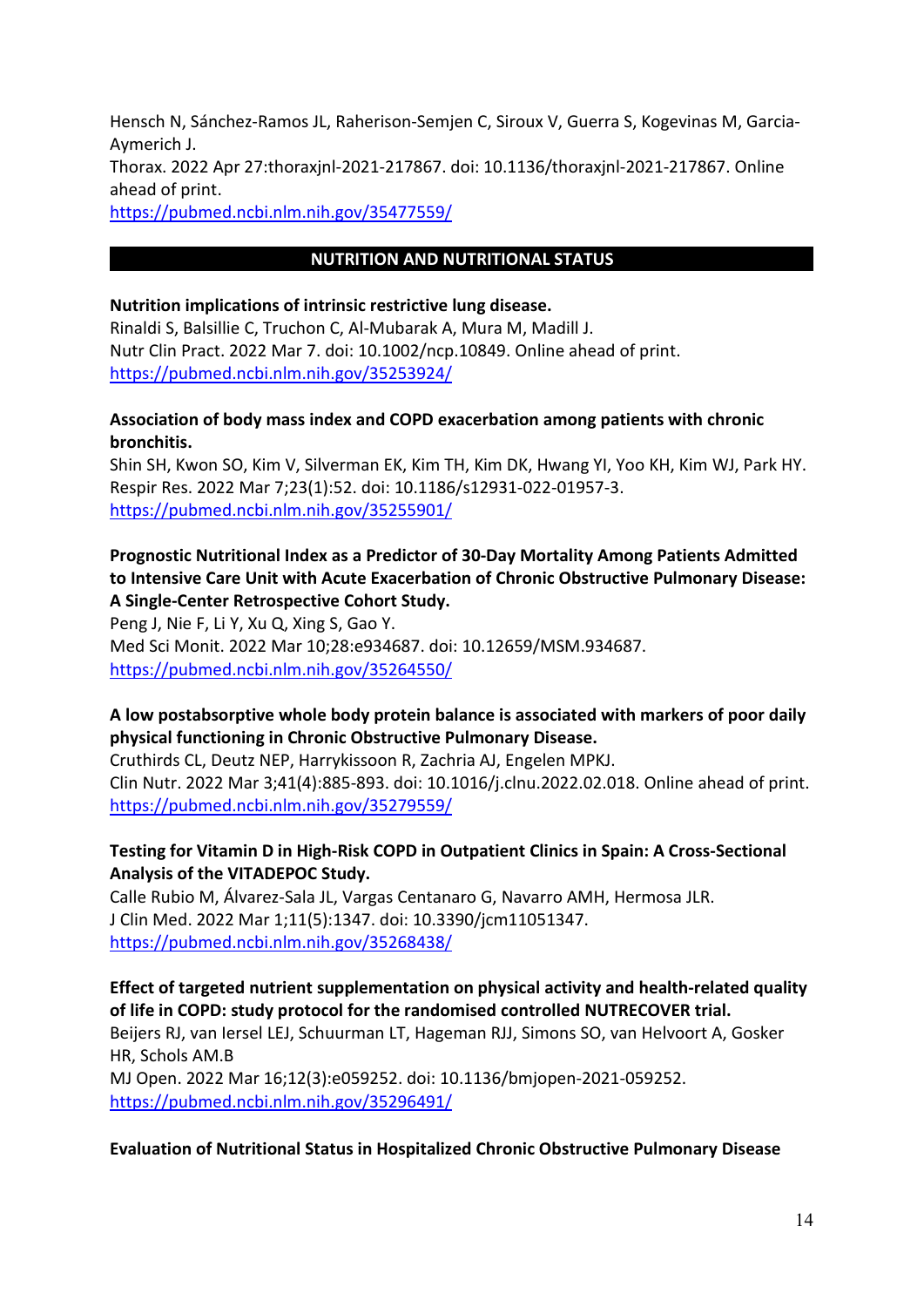Hensch N, Sánchez-Ramos JL, Raherison-Semjen C, Siroux V, Guerra S, Kogevinas M, Garcia-Aymerich J.
Thorax. 2022 Apr 27:thoraxjnl-2021-217867. doi: 10.1136/thoraxjnl-2021-217867. Online ahead of print.
https://pubmed.ncbi.nlm.nih.gov/35477559/

## NUTRITION AND NUTRITIONAL STATUS

**Nutrition implications of intrinsic restrictive lung disease.**
Rinaldi S, Balsillie C, Truchon C, Al-Mubarak A, Mura M, Madill J.
Nutr Clin Pract. 2022 Mar 7. doi: 10.1002/ncp.10849. Online ahead of print.
https://pubmed.ncbi.nlm.nih.gov/35253924/

**Association of body mass index and COPD exacerbation among patients with chronic bronchitis.**
Shin SH, Kwon SO, Kim V, Silverman EK, Kim TH, Kim DK, Hwang YI, Yoo KH, Kim WJ, Park HY.
Respir Res. 2022 Mar 7;23(1):52. doi: 10.1186/s12931-022-01957-3.
https://pubmed.ncbi.nlm.nih.gov/35255901/

**Prognostic Nutritional Index as a Predictor of 30-Day Mortality Among Patients Admitted to Intensive Care Unit with Acute Exacerbation of Chronic Obstructive Pulmonary Disease: A Single-Center Retrospective Cohort Study.**
Peng J, Nie F, Li Y, Xu Q, Xing S, Gao Y.
Med Sci Monit. 2022 Mar 10;28:e934687. doi: 10.12659/MSM.934687.
https://pubmed.ncbi.nlm.nih.gov/35264550/

**A low postabsorptive whole body protein balance is associated with markers of poor daily physical functioning in Chronic Obstructive Pulmonary Disease.**
Cruthirds CL, Deutz NEP, Harrykissoon R, Zachria AJ, Engelen MPKJ.
Clin Nutr. 2022 Mar 3;41(4):885-893. doi: 10.1016/j.clnu.2022.02.018. Online ahead of print.
https://pubmed.ncbi.nlm.nih.gov/35279559/

**Testing for Vitamin D in High-Risk COPD in Outpatient Clinics in Spain: A Cross-Sectional Analysis of the VITADEPOC Study.**
Calle Rubio M, Álvarez-Sala JL, Vargas Centanaro G, Navarro AMH, Hermosa JLR.
J Clin Med. 2022 Mar 1;11(5):1347. doi: 10.3390/jcm11051347.
https://pubmed.ncbi.nlm.nih.gov/35268438/

**Effect of targeted nutrient supplementation on physical activity and health-related quality of life in COPD: study protocol for the randomised controlled NUTRECOVER trial.**
Beijers RJ, van Iersel LEJ, Schuurman LT, Hageman RJJ, Simons SO, van Helvoort A, Gosker HR, Schols AM.B
MJ Open. 2022 Mar 16;12(3):e059252. doi: 10.1136/bmjopen-2021-059252.
https://pubmed.ncbi.nlm.nih.gov/35296491/

**Evaluation of Nutritional Status in Hospitalized Chronic Obstructive Pulmonary Disease**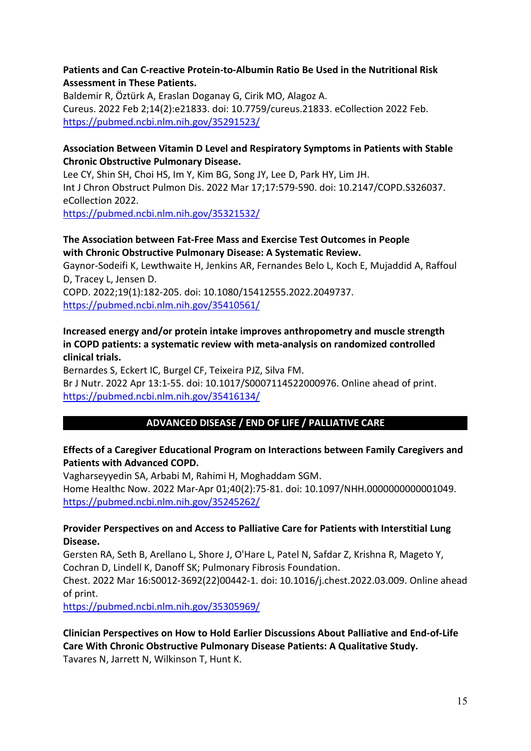**Patients and Can C-reactive Protein-to-Albumin Ratio Be Used in the Nutritional Risk Assessment in These Patients.**
Baldemir R, Öztürk A, Eraslan Doganay G, Cirik MO, Alagoz A.
Cureus. 2022 Feb 2;14(2):e21833. doi: 10.7759/cureus.21833. eCollection 2022 Feb.
https://pubmed.ncbi.nlm.nih.gov/35291523/

**Association Between Vitamin D Level and Respiratory Symptoms in Patients with Stable Chronic Obstructive Pulmonary Disease.**
Lee CY, Shin SH, Choi HS, Im Y, Kim BG, Song JY, Lee D, Park HY, Lim JH.
Int J Chron Obstruct Pulmon Dis. 2022 Mar 17;17:579-590. doi: 10.2147/COPD.S326037. eCollection 2022.
https://pubmed.ncbi.nlm.nih.gov/35321532/

**The Association between Fat-Free Mass and Exercise Test Outcomes in People with Chronic Obstructive Pulmonary Disease: A Systematic Review.**
Gaynor-Sodeifi K, Lewthwaite H, Jenkins AR, Fernandes Belo L, Koch E, Mujaddid A, Raffoul D, Tracey L, Jensen D.
COPD. 2022;19(1):182-205. doi: 10.1080/15412555.2022.2049737.
https://pubmed.ncbi.nlm.nih.gov/35410561/

**Increased energy and/or protein intake improves anthropometry and muscle strength in COPD patients: a systematic review with meta-analysis on randomized controlled clinical trials.**
Bernardes S, Eckert IC, Burgel CF, Teixeira PJZ, Silva FM.
Br J Nutr. 2022 Apr 13:1-55. doi: 10.1017/S0007114522000976. Online ahead of print.
https://pubmed.ncbi.nlm.nih.gov/35416134/

## ADVANCED DISEASE / END OF LIFE / PALLIATIVE CARE

**Effects of a Caregiver Educational Program on Interactions between Family Caregivers and Patients with Advanced COPD.**
Vagharseyyedin SA, Arbabi M, Rahimi H, Moghaddam SGM.
Home Healthc Now. 2022 Mar-Apr 01;40(2):75-81. doi: 10.1097/NHH.0000000000001049.
https://pubmed.ncbi.nlm.nih.gov/35245262/

**Provider Perspectives on and Access to Palliative Care for Patients with Interstitial Lung Disease.**
Gersten RA, Seth B, Arellano L, Shore J, O'Hare L, Patel N, Safdar Z, Krishna R, Mageto Y, Cochran D, Lindell K, Danoff SK; Pulmonary Fibrosis Foundation.
Chest. 2022 Mar 16:S0012-3692(22)00442-1. doi: 10.1016/j.chest.2022.03.009. Online ahead of print.
https://pubmed.ncbi.nlm.nih.gov/35305969/

**Clinician Perspectives on How to Hold Earlier Discussions About Palliative and End-of-Life Care With Chronic Obstructive Pulmonary Disease Patients: A Qualitative Study.**
Tavares N, Jarrett N, Wilkinson T, Hunt K.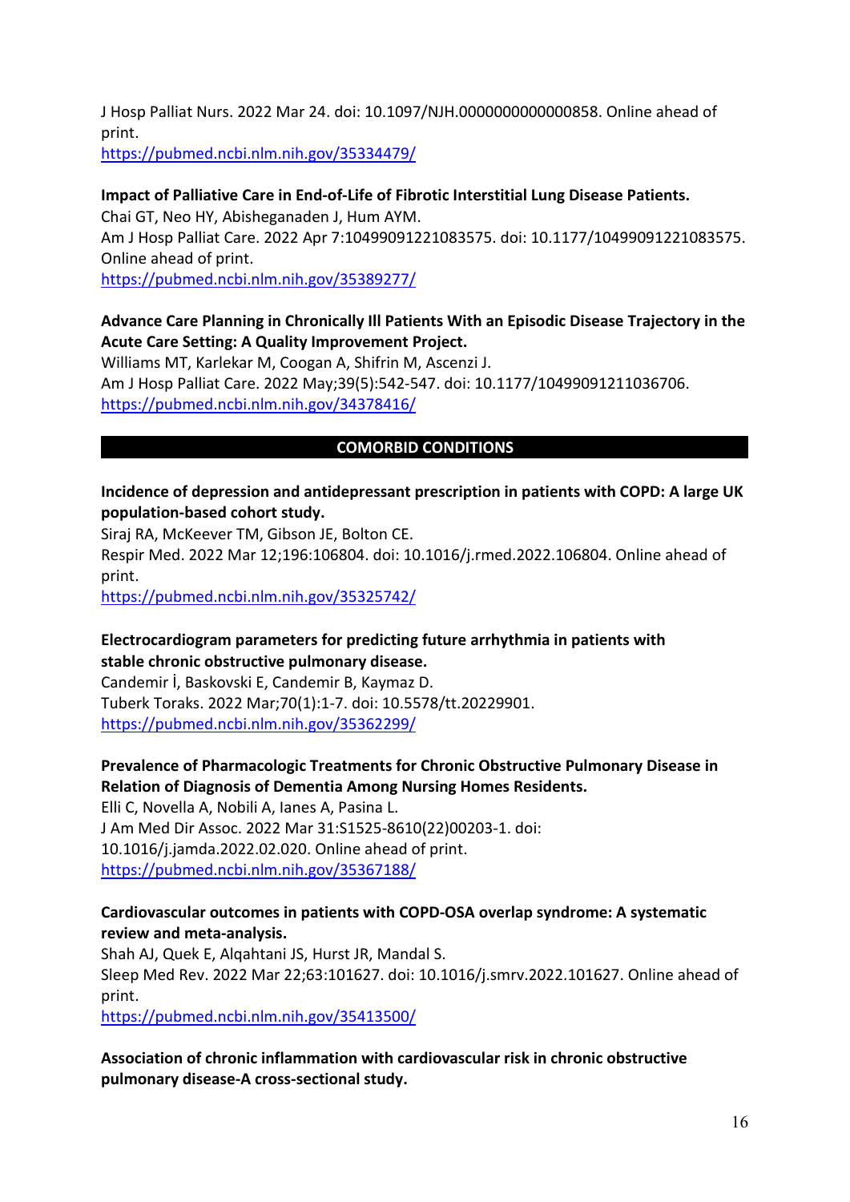J Hosp Palliat Nurs. 2022 Mar 24. doi: 10.1097/NJH.0000000000000858. Online ahead of print.
https://pubmed.ncbi.nlm.nih.gov/35334479/

**Impact of Palliative Care in End-of-Life of Fibrotic Interstitial Lung Disease Patients.**
Chai GT, Neo HY, Abisheganaden J, Hum AYM.
Am J Hosp Palliat Care. 2022 Apr 7:10499091221083575. doi: 10.1177/10499091221083575. Online ahead of print.
https://pubmed.ncbi.nlm.nih.gov/35389277/

**Advance Care Planning in Chronically Ill Patients With an Episodic Disease Trajectory in the Acute Care Setting: A Quality Improvement Project.**
Williams MT, Karlekar M, Coogan A, Shifrin M, Ascenzi J.
Am J Hosp Palliat Care. 2022 May;39(5):542-547. doi: 10.1177/10499091211036706.
https://pubmed.ncbi.nlm.nih.gov/34378416/

## COMORBID CONDITIONS

**Incidence of depression and antidepressant prescription in patients with COPD: A large UK population-based cohort study.**
Siraj RA, McKeever TM, Gibson JE, Bolton CE.
Respir Med. 2022 Mar 12;196:106804. doi: 10.1016/j.rmed.2022.106804. Online ahead of print.
https://pubmed.ncbi.nlm.nih.gov/35325742/

**Electrocardiogram parameters for predicting future arrhythmia in patients with stable chronic obstructive pulmonary disease.**
Candemir İ, Baskovski E, Candemir B, Kaymaz D.
Tuberk Toraks. 2022 Mar;70(1):1-7. doi: 10.5578/tt.20229901.
https://pubmed.ncbi.nlm.nih.gov/35362299/

**Prevalence of Pharmacologic Treatments for Chronic Obstructive Pulmonary Disease in Relation of Diagnosis of Dementia Among Nursing Homes Residents.**
Elli C, Novella A, Nobili A, Ianes A, Pasina L.
J Am Med Dir Assoc. 2022 Mar 31:S1525-8610(22)00203-1. doi: 10.1016/j.jamda.2022.02.020. Online ahead of print.
https://pubmed.ncbi.nlm.nih.gov/35367188/

**Cardiovascular outcomes in patients with COPD-OSA overlap syndrome: A systematic review and meta-analysis.**
Shah AJ, Quek E, Alqahtani JS, Hurst JR, Mandal S.
Sleep Med Rev. 2022 Mar 22;63:101627. doi: 10.1016/j.smrv.2022.101627. Online ahead of print.
https://pubmed.ncbi.nlm.nih.gov/35413500/

**Association of chronic inflammation with cardiovascular risk in chronic obstructive pulmonary disease-A cross-sectional study.**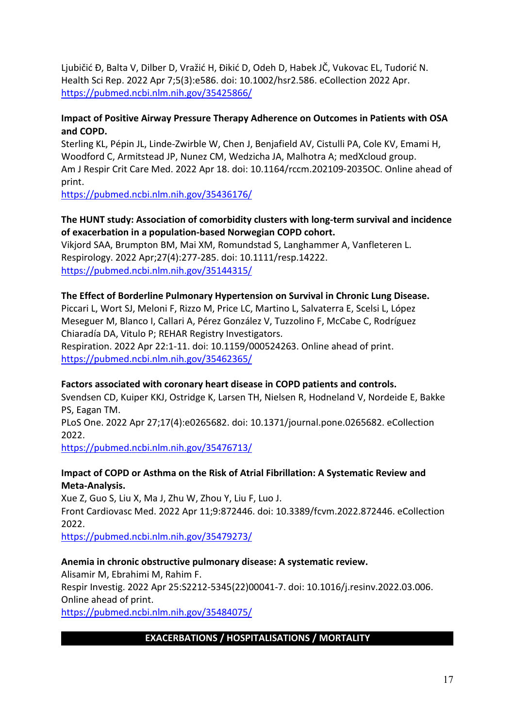Ljubičić Đ, Balta V, Dilber D, Vražić H, Đikić D, Odeh D, Habek JČ, Vukovac EL, Tudorić N.
Health Sci Rep. 2022 Apr 7;5(3):e586. doi: 10.1002/hsr2.586. eCollection 2022 Apr.
https://pubmed.ncbi.nlm.nih.gov/35425866/

**Impact of Positive Airway Pressure Therapy Adherence on Outcomes in Patients with OSA and COPD.**
Sterling KL, Pépin JL, Linde-Zwirble W, Chen J, Benjafield AV, Cistulli PA, Cole KV, Emami H, Woodford C, Armitstead JP, Nunez CM, Wedzicha JA, Malhotra A; medXcloud group.
Am J Respir Crit Care Med. 2022 Apr 18. doi: 10.1164/rccm.202109-2035OC. Online ahead of print.
https://pubmed.ncbi.nlm.nih.gov/35436176/

**The HUNT study: Association of comorbidity clusters with long-term survival and incidence of exacerbation in a population-based Norwegian COPD cohort.**
Vikjord SAA, Brumpton BM, Mai XM, Romundstad S, Langhammer A, Vanfleteren L.
Respirology. 2022 Apr;27(4):277-285. doi: 10.1111/resp.14222.
https://pubmed.ncbi.nlm.nih.gov/35144315/

**The Effect of Borderline Pulmonary Hypertension on Survival in Chronic Lung Disease.**
Piccari L, Wort SJ, Meloni F, Rizzo M, Price LC, Martino L, Salvaterra E, Scelsi L, López Meseguer M, Blanco I, Callari A, Pérez González V, Tuzzolino F, McCabe C, Rodríguez Chiaradía DA, Vitulo P; REHAR Registry Investigators.
Respiration. 2022 Apr 22:1-11. doi: 10.1159/000524263. Online ahead of print.
https://pubmed.ncbi.nlm.nih.gov/35462365/

**Factors associated with coronary heart disease in COPD patients and controls.**
Svendsen CD, Kuiper KKJ, Ostridge K, Larsen TH, Nielsen R, Hodneland V, Nordeide E, Bakke PS, Eagan TM.
PLoS One. 2022 Apr 27;17(4):e0265682. doi: 10.1371/journal.pone.0265682. eCollection 2022.
https://pubmed.ncbi.nlm.nih.gov/35476713/

**Impact of COPD or Asthma on the Risk of Atrial Fibrillation: A Systematic Review and Meta-Analysis.**
Xue Z, Guo S, Liu X, Ma J, Zhu W, Zhou Y, Liu F, Luo J.
Front Cardiovasc Med. 2022 Apr 11;9:872446. doi: 10.3389/fcvm.2022.872446. eCollection 2022.
https://pubmed.ncbi.nlm.nih.gov/35479273/

**Anemia in chronic obstructive pulmonary disease: A systematic review.**
Alisamir M, Ebrahimi M, Rahim F.
Respir Investig. 2022 Apr 25:S2212-5345(22)00041-7. doi: 10.1016/j.resinv.2022.03.006. Online ahead of print.
https://pubmed.ncbi.nlm.nih.gov/35484075/

## EXACERBATIONS / HOSPITALISATIONS / MORTALITY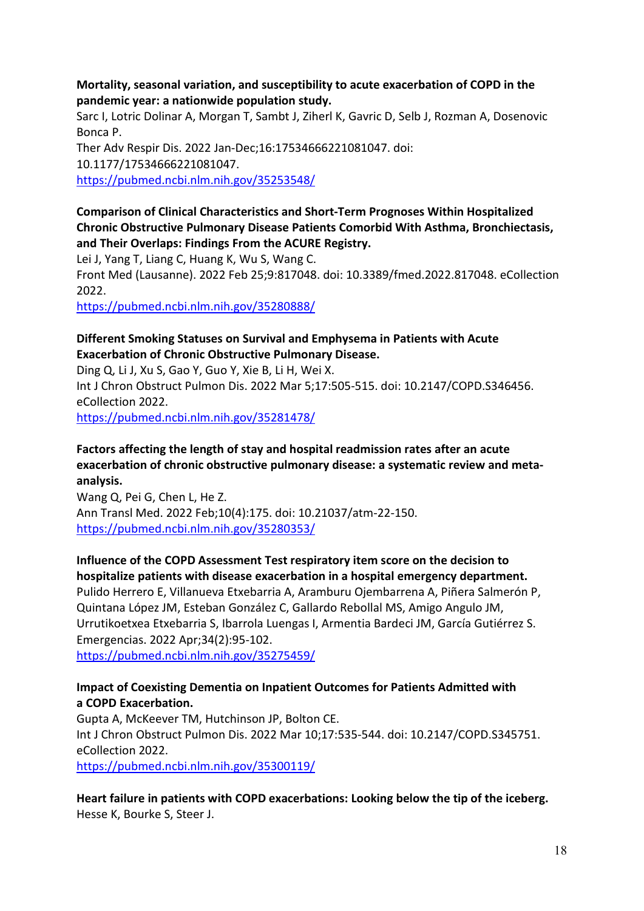**Mortality, seasonal variation, and susceptibility to acute exacerbation of COPD in the pandemic year: a nationwide population study.**
Sarc I, Lotric Dolinar A, Morgan T, Sambt J, Ziherl K, Gavric D, Selb J, Rozman A, Dosenovic Bonca P.
Ther Adv Respir Dis. 2022 Jan-Dec;16:17534666221081047. doi: 10.1177/17534666221081047.
https://pubmed.ncbi.nlm.nih.gov/35253548/

**Comparison of Clinical Characteristics and Short-Term Prognoses Within Hospitalized Chronic Obstructive Pulmonary Disease Patients Comorbid With Asthma, Bronchiectasis, and Their Overlaps: Findings From the ACURE Registry.**
Lei J, Yang T, Liang C, Huang K, Wu S, Wang C.
Front Med (Lausanne). 2022 Feb 25;9:817048. doi: 10.3389/fmed.2022.817048. eCollection 2022.
https://pubmed.ncbi.nlm.nih.gov/35280888/

**Different Smoking Statuses on Survival and Emphysema in Patients with Acute Exacerbation of Chronic Obstructive Pulmonary Disease.**
Ding Q, Li J, Xu S, Gao Y, Guo Y, Xie B, Li H, Wei X.
Int J Chron Obstruct Pulmon Dis. 2022 Mar 5;17:505-515. doi: 10.2147/COPD.S346456. eCollection 2022.
https://pubmed.ncbi.nlm.nih.gov/35281478/

**Factors affecting the length of stay and hospital readmission rates after an acute exacerbation of chronic obstructive pulmonary disease: a systematic review and meta-analysis.**
Wang Q, Pei G, Chen L, He Z.
Ann Transl Med. 2022 Feb;10(4):175. doi: 10.21037/atm-22-150.
https://pubmed.ncbi.nlm.nih.gov/35280353/

**Influence of the COPD Assessment Test respiratory item score on the decision to hospitalize patients with disease exacerbation in a hospital emergency department.**
Pulido Herrero E, Villanueva Etxebarria A, Aramburu Ojembarrena A, Piñera Salmerón P, Quintana López JM, Esteban González C, Gallardo Rebollal MS, Amigo Angulo JM, Urrutikoetxea Etxebarria S, Ibarrola Luengas I, Armentia Bardeci JM, García Gutiérrez S.
Emergencias. 2022 Apr;34(2):95-102.
https://pubmed.ncbi.nlm.nih.gov/35275459/

**Impact of Coexisting Dementia on Inpatient Outcomes for Patients Admitted with a COPD Exacerbation.**
Gupta A, McKeever TM, Hutchinson JP, Bolton CE.
Int J Chron Obstruct Pulmon Dis. 2022 Mar 10;17:535-544. doi: 10.2147/COPD.S345751. eCollection 2022.
https://pubmed.ncbi.nlm.nih.gov/35300119/

**Heart failure in patients with COPD exacerbations: Looking below the tip of the iceberg.**
Hesse K, Bourke S, Steer J.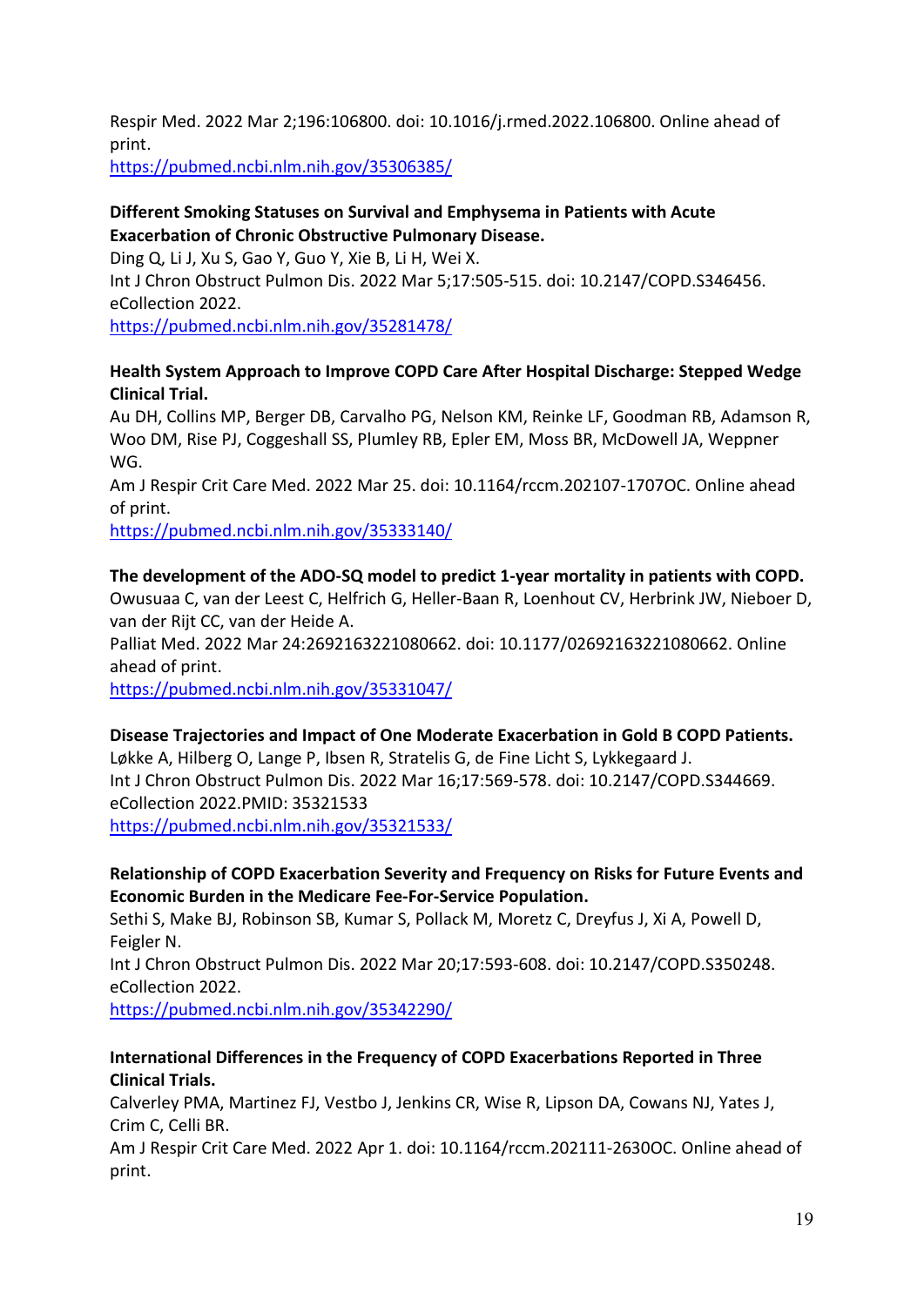Respir Med. 2022 Mar 2;196:106800. doi: 10.1016/j.rmed.2022.106800. Online ahead of print.
https://pubmed.ncbi.nlm.nih.gov/35306385/

**Different Smoking Statuses on Survival and Emphysema in Patients with Acute Exacerbation of Chronic Obstructive Pulmonary Disease.**
Ding Q, Li J, Xu S, Gao Y, Guo Y, Xie B, Li H, Wei X.
Int J Chron Obstruct Pulmon Dis. 2022 Mar 5;17:505-515. doi: 10.2147/COPD.S346456. eCollection 2022.
https://pubmed.ncbi.nlm.nih.gov/35281478/

**Health System Approach to Improve COPD Care After Hospital Discharge: Stepped Wedge Clinical Trial.**
Au DH, Collins MP, Berger DB, Carvalho PG, Nelson KM, Reinke LF, Goodman RB, Adamson R, Woo DM, Rise PJ, Coggeshall SS, Plumley RB, Epler EM, Moss BR, McDowell JA, Weppner WG.
Am J Respir Crit Care Med. 2022 Mar 25. doi: 10.1164/rccm.202107-1707OC. Online ahead of print.
https://pubmed.ncbi.nlm.nih.gov/35333140/

**The development of the ADO-SQ model to predict 1-year mortality in patients with COPD.**
Owusuaa C, van der Leest C, Helfrich G, Heller-Baan R, Loenhout CV, Herbrink JW, Nieboer D, van der Rijt CC, van der Heide A.
Palliat Med. 2022 Mar 24:2692163221080662. doi: 10.1177/02692163221080662. Online ahead of print.
https://pubmed.ncbi.nlm.nih.gov/35331047/

**Disease Trajectories and Impact of One Moderate Exacerbation in Gold B COPD Patients.**
Løkke A, Hilberg O, Lange P, Ibsen R, Stratelis G, de Fine Licht S, Lykkegaard J.
Int J Chron Obstruct Pulmon Dis. 2022 Mar 16;17:569-578. doi: 10.2147/COPD.S344669. eCollection 2022.PMID: 35321533
https://pubmed.ncbi.nlm.nih.gov/35321533/

**Relationship of COPD Exacerbation Severity and Frequency on Risks for Future Events and Economic Burden in the Medicare Fee-For-Service Population.**
Sethi S, Make BJ, Robinson SB, Kumar S, Pollack M, Moretz C, Dreyfus J, Xi A, Powell D, Feigler N.
Int J Chron Obstruct Pulmon Dis. 2022 Mar 20;17:593-608. doi: 10.2147/COPD.S350248. eCollection 2022.
https://pubmed.ncbi.nlm.nih.gov/35342290/

**International Differences in the Frequency of COPD Exacerbations Reported in Three Clinical Trials.**
Calverley PMA, Martinez FJ, Vestbo J, Jenkins CR, Wise R, Lipson DA, Cowans NJ, Yates J, Crim C, Celli BR.
Am J Respir Crit Care Med. 2022 Apr 1. doi: 10.1164/rccm.202111-2630OC. Online ahead of print.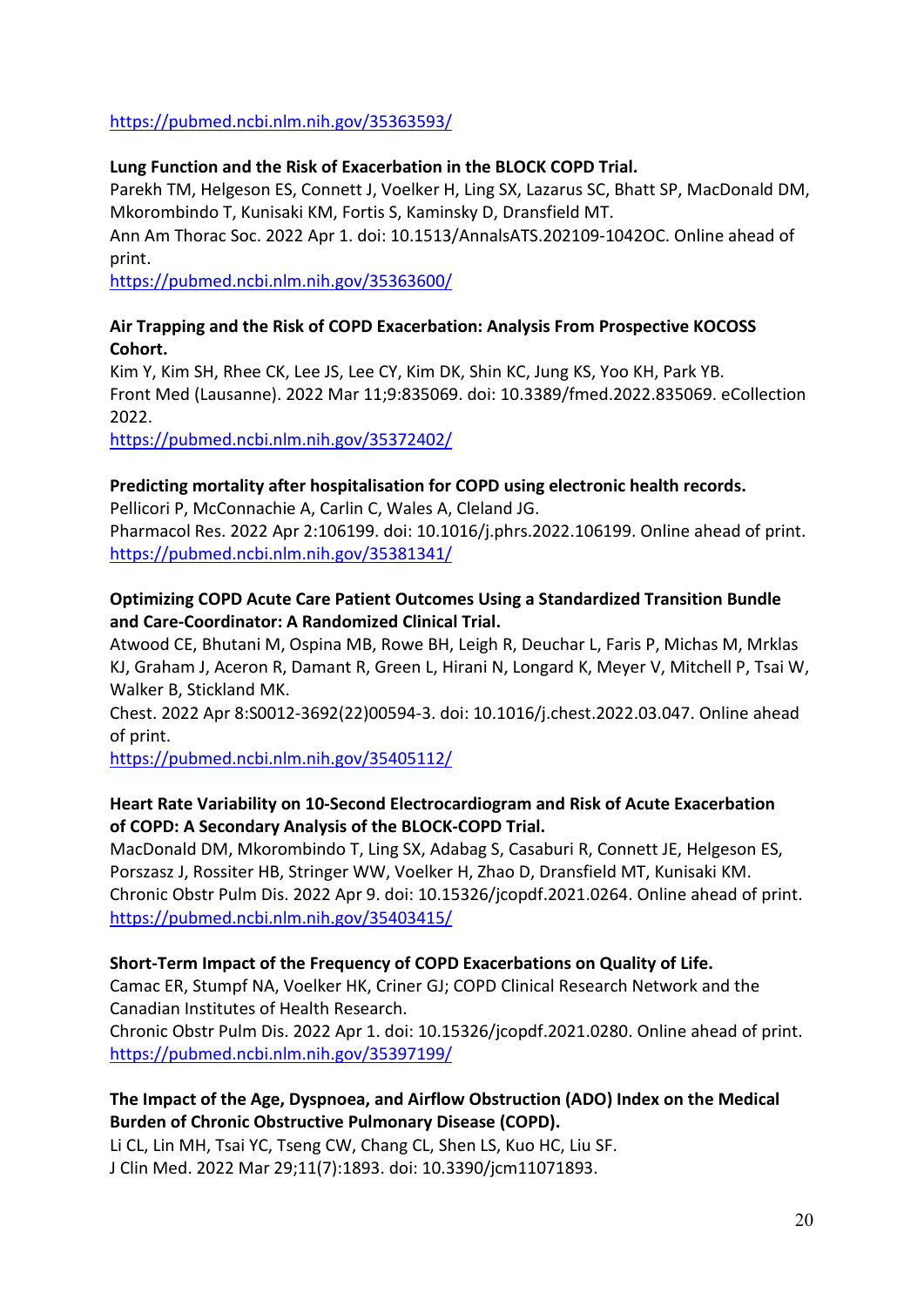https://pubmed.ncbi.nlm.nih.gov/35363593/

**Lung Function and the Risk of Exacerbation in the BLOCK COPD Trial.**
Parekh TM, Helgeson ES, Connett J, Voelker H, Ling SX, Lazarus SC, Bhatt SP, MacDonald DM, Mkorombindo T, Kunisaki KM, Fortis S, Kaminsky D, Dransfield MT.
Ann Am Thorac Soc. 2022 Apr 1. doi: 10.1513/AnnalsATS.202109-1042OC. Online ahead of print.
https://pubmed.ncbi.nlm.nih.gov/35363600/

**Air Trapping and the Risk of COPD Exacerbation: Analysis From Prospective KOCOSS Cohort.**
Kim Y, Kim SH, Rhee CK, Lee JS, Lee CY, Kim DK, Shin KC, Jung KS, Yoo KH, Park YB.
Front Med (Lausanne). 2022 Mar 11;9:835069. doi: 10.3389/fmed.2022.835069. eCollection 2022.
https://pubmed.ncbi.nlm.nih.gov/35372402/

**Predicting mortality after hospitalisation for COPD using electronic health records.**
Pellicori P, McConnachie A, Carlin C, Wales A, Cleland JG.
Pharmacol Res. 2022 Apr 2:106199. doi: 10.1016/j.phrs.2022.106199. Online ahead of print.
https://pubmed.ncbi.nlm.nih.gov/35381341/

**Optimizing COPD Acute Care Patient Outcomes Using a Standardized Transition Bundle and Care-Coordinator: A Randomized Clinical Trial.**
Atwood CE, Bhutani M, Ospina MB, Rowe BH, Leigh R, Deuchar L, Faris P, Michas M, Mrklas KJ, Graham J, Aceron R, Damant R, Green L, Hirani N, Longard K, Meyer V, Mitchell P, Tsai W, Walker B, Stickland MK.
Chest. 2022 Apr 8:S0012-3692(22)00594-3. doi: 10.1016/j.chest.2022.03.047. Online ahead of print.
https://pubmed.ncbi.nlm.nih.gov/35405112/

**Heart Rate Variability on 10-Second Electrocardiogram and Risk of Acute Exacerbation of COPD: A Secondary Analysis of the BLOCK-COPD Trial.**
MacDonald DM, Mkorombindo T, Ling SX, Adabag S, Casaburi R, Connett JE, Helgeson ES, Porszasz J, Rossiter HB, Stringer WW, Voelker H, Zhao D, Dransfield MT, Kunisaki KM.
Chronic Obstr Pulm Dis. 2022 Apr 9. doi: 10.15326/jcopdf.2021.0264. Online ahead of print.
https://pubmed.ncbi.nlm.nih.gov/35403415/

**Short-Term Impact of the Frequency of COPD Exacerbations on Quality of Life.**
Camac ER, Stumpf NA, Voelker HK, Criner GJ; COPD Clinical Research Network and the Canadian Institutes of Health Research.
Chronic Obstr Pulm Dis. 2022 Apr 1. doi: 10.15326/jcopdf.2021.0280. Online ahead of print.
https://pubmed.ncbi.nlm.nih.gov/35397199/

**The Impact of the Age, Dyspnoea, and Airflow Obstruction (ADO) Index on the Medical Burden of Chronic Obstructive Pulmonary Disease (COPD).**
Li CL, Lin MH, Tsai YC, Tseng CW, Chang CL, Shen LS, Kuo HC, Liu SF.
J Clin Med. 2022 Mar 29;11(7):1893. doi: 10.3390/jcm11071893.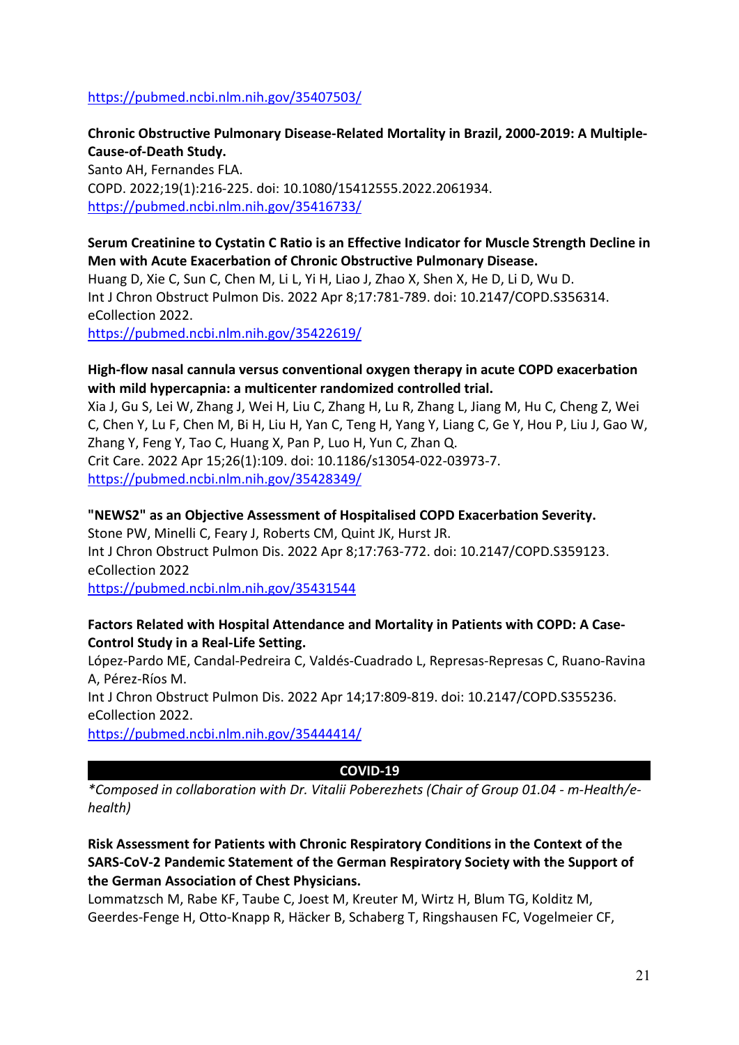https://pubmed.ncbi.nlm.nih.gov/35407503/

**Chronic Obstructive Pulmonary Disease-Related Mortality in Brazil, 2000-2019: A Multiple-Cause-of-Death Study.**
Santo AH, Fernandes FLA.
COPD. 2022;19(1):216-225. doi: 10.1080/15412555.2022.2061934.
https://pubmed.ncbi.nlm.nih.gov/35416733/

**Serum Creatinine to Cystatin C Ratio is an Effective Indicator for Muscle Strength Decline in Men with Acute Exacerbation of Chronic Obstructive Pulmonary Disease.**
Huang D, Xie C, Sun C, Chen M, Li L, Yi H, Liao J, Zhao X, Shen X, He D, Li D, Wu D.
Int J Chron Obstruct Pulmon Dis. 2022 Apr 8;17:781-789. doi: 10.2147/COPD.S356314. eCollection 2022.
https://pubmed.ncbi.nlm.nih.gov/35422619/

**High-flow nasal cannula versus conventional oxygen therapy in acute COPD exacerbation with mild hypercapnia: a multicenter randomized controlled trial.**
Xia J, Gu S, Lei W, Zhang J, Wei H, Liu C, Zhang H, Lu R, Zhang L, Jiang M, Hu C, Cheng Z, Wei C, Chen Y, Lu F, Chen M, Bi H, Liu H, Yan C, Teng H, Yang Y, Liang C, Ge Y, Hou P, Liu J, Gao W, Zhang Y, Feng Y, Tao C, Huang X, Pan P, Luo H, Yun C, Zhan Q.
Crit Care. 2022 Apr 15;26(1):109. doi: 10.1186/s13054-022-03973-7.
https://pubmed.ncbi.nlm.nih.gov/35428349/

**"NEWS2" as an Objective Assessment of Hospitalised COPD Exacerbation Severity.**
Stone PW, Minelli C, Feary J, Roberts CM, Quint JK, Hurst JR.
Int J Chron Obstruct Pulmon Dis. 2022 Apr 8;17:763-772. doi: 10.2147/COPD.S359123. eCollection 2022
https://pubmed.ncbi.nlm.nih.gov/35431544

**Factors Related with Hospital Attendance and Mortality in Patients with COPD: A Case-Control Study in a Real-Life Setting.**
López-Pardo ME, Candal-Pedreira C, Valdés-Cuadrado L, Represas-Represas C, Ruano-Ravina A, Pérez-Ríos M.
Int J Chron Obstruct Pulmon Dis. 2022 Apr 14;17:809-819. doi: 10.2147/COPD.S355236. eCollection 2022.
https://pubmed.ncbi.nlm.nih.gov/35444414/

## COVID-19

*\*Composed in collaboration with Dr. Vitalii Poberezhets (Chair of Group 01.04 - m-Health/e-health)*

**Risk Assessment for Patients with Chronic Respiratory Conditions in the Context of the SARS-CoV-2 Pandemic Statement of the German Respiratory Society with the Support of the German Association of Chest Physicians.**
Lommatzsch M, Rabe KF, Taube C, Joest M, Kreuter M, Wirtz H, Blum TG, Kolditz M, Geerdes-Fenge H, Otto-Knapp R, Häcker B, Schaberg T, Ringshausen FC, Vogelmeier CF,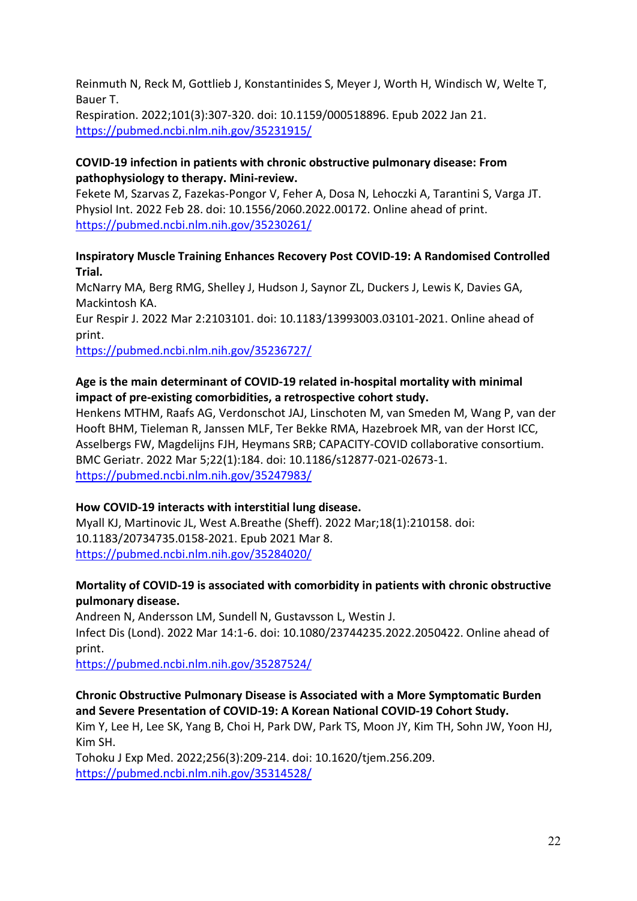Reinmuth N, Reck M, Gottlieb J, Konstantinides S, Meyer J, Worth H, Windisch W, Welte T, Bauer T.
Respiration. 2022;101(3):307-320. doi: 10.1159/000518896. Epub 2022 Jan 21.
https://pubmed.ncbi.nlm.nih.gov/35231915/

**COVID-19 infection in patients with chronic obstructive pulmonary disease: From pathophysiology to therapy. Mini-review.**
Fekete M, Szarvas Z, Fazekas-Pongor V, Feher A, Dosa N, Lehoczki A, Tarantini S, Varga JT.
Physiol Int. 2022 Feb 28. doi: 10.1556/2060.2022.00172. Online ahead of print.
https://pubmed.ncbi.nlm.nih.gov/35230261/

**Inspiratory Muscle Training Enhances Recovery Post COVID-19: A Randomised Controlled Trial.**
McNarry MA, Berg RMG, Shelley J, Hudson J, Saynor ZL, Duckers J, Lewis K, Davies GA, Mackintosh KA.
Eur Respir J. 2022 Mar 2:2103101. doi: 10.1183/13993003.03101-2021. Online ahead of print.
https://pubmed.ncbi.nlm.nih.gov/35236727/

**Age is the main determinant of COVID-19 related in-hospital mortality with minimal impact of pre-existing comorbidities, a retrospective cohort study.**
Henkens MTHM, Raafs AG, Verdonschot JAJ, Linschoten M, van Smeden M, Wang P, van der Hooft BHM, Tieleman R, Janssen MLF, Ter Bekke RMA, Hazebroek MR, van der Horst ICC, Asselbergs FW, Magdelijns FJH, Heymans SRB; CAPACITY-COVID collaborative consortium.
BMC Geriatr. 2022 Mar 5;22(1):184. doi: 10.1186/s12877-021-02673-1.
https://pubmed.ncbi.nlm.nih.gov/35247983/

**How COVID-19 interacts with interstitial lung disease.**
Myall KJ, Martinovic JL, West A.Breathe (Sheff). 2022 Mar;18(1):210158. doi: 10.1183/20734735.0158-2021. Epub 2021 Mar 8.
https://pubmed.ncbi.nlm.nih.gov/35284020/

**Mortality of COVID-19 is associated with comorbidity in patients with chronic obstructive pulmonary disease.**
Andreen N, Andersson LM, Sundell N, Gustavsson L, Westin J.
Infect Dis (Lond). 2022 Mar 14:1-6. doi: 10.1080/23744235.2022.2050422. Online ahead of print.
https://pubmed.ncbi.nlm.nih.gov/35287524/

**Chronic Obstructive Pulmonary Disease is Associated with a More Symptomatic Burden and Severe Presentation of COVID-19: A Korean National COVID-19 Cohort Study.**
Kim Y, Lee H, Lee SK, Yang B, Choi H, Park DW, Park TS, Moon JY, Kim TH, Sohn JW, Yoon HJ, Kim SH.
Tohoku J Exp Med. 2022;256(3):209-214. doi: 10.1620/tjem.256.209.
https://pubmed.ncbi.nlm.nih.gov/35314528/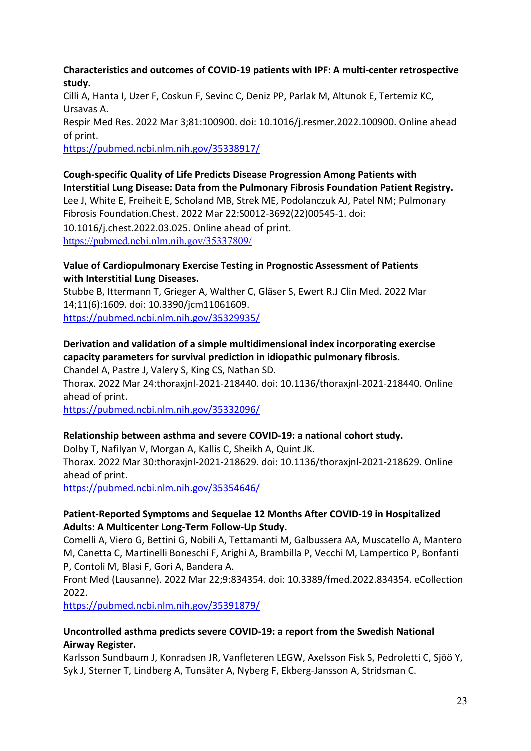**Characteristics and outcomes of COVID-19 patients with IPF: A multi-center retrospective study.**
Cilli A, Hanta I, Uzer F, Coskun F, Sevinc C, Deniz PP, Parlak M, Altunok E, Tertemiz KC, Ursavas A.
Respir Med Res. 2022 Mar 3;81:100900. doi: 10.1016/j.resmer.2022.100900. Online ahead of print.
https://pubmed.ncbi.nlm.nih.gov/35338917/

**Cough-specific Quality of Life Predicts Disease Progression Among Patients with Interstitial Lung Disease: Data from the Pulmonary Fibrosis Foundation Patient Registry.**
Lee J, White E, Freiheit E, Scholand MB, Strek ME, Podolanczuk AJ, Patel NM; Pulmonary Fibrosis Foundation.Chest. 2022 Mar 22:S0012-3692(22)00545-1. doi: 10.1016/j.chest.2022.03.025. Online ahead of print.
https://pubmed.ncbi.nlm.nih.gov/35337809/

**Value of Cardiopulmonary Exercise Testing in Prognostic Assessment of Patients with Interstitial Lung Diseases.**
Stubbe B, Ittermann T, Grieger A, Walther C, Gläser S, Ewert R.J Clin Med. 2022 Mar 14;11(6):1609. doi: 10.3390/jcm11061609.
https://pubmed.ncbi.nlm.nih.gov/35329935/

**Derivation and validation of a simple multidimensional index incorporating exercise capacity parameters for survival prediction in idiopathic pulmonary fibrosis.**
Chandel A, Pastre J, Valery S, King CS, Nathan SD.
Thorax. 2022 Mar 24:thoraxjnl-2021-218440. doi: 10.1136/thoraxjnl-2021-218440. Online ahead of print.
https://pubmed.ncbi.nlm.nih.gov/35332096/

**Relationship between asthma and severe COVID-19: a national cohort study.**
Dolby T, Nafilyan V, Morgan A, Kallis C, Sheikh A, Quint JK.
Thorax. 2022 Mar 30:thoraxjnl-2021-218629. doi: 10.1136/thoraxjnl-2021-218629. Online ahead of print.
https://pubmed.ncbi.nlm.nih.gov/35354646/

**Patient-Reported Symptoms and Sequelae 12 Months After COVID-19 in Hospitalized Adults: A Multicenter Long-Term Follow-Up Study.**
Comelli A, Viero G, Bettini G, Nobili A, Tettamanti M, Galbussera AA, Muscatello A, Mantero M, Canetta C, Martinelli Boneschi F, Arighi A, Brambilla P, Vecchi M, Lampertico P, Bonfanti P, Contoli M, Blasi F, Gori A, Bandera A.
Front Med (Lausanne). 2022 Mar 22;9:834354. doi: 10.3389/fmed.2022.834354. eCollection 2022.
https://pubmed.ncbi.nlm.nih.gov/35391879/

**Uncontrolled asthma predicts severe COVID-19: a report from the Swedish National Airway Register.**
Karlsson Sundbaum J, Konradsen JR, Vanfleteren LEGW, Axelsson Fisk S, Pedroletti C, Sjöö Y, Syk J, Sterner T, Lindberg A, Tunsäter A, Nyberg F, Ekberg-Jansson A, Stridsman C.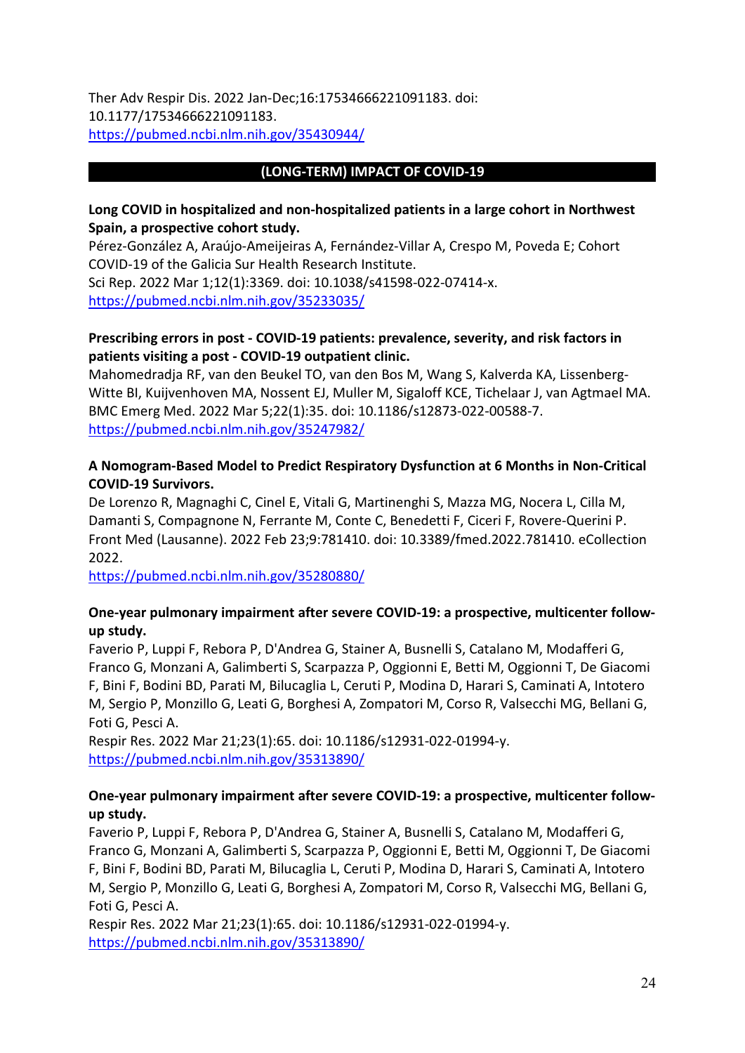Ther Adv Respir Dis. 2022 Jan-Dec;16:17534666221091183. doi: 10.1177/17534666221091183.
https://pubmed.ncbi.nlm.nih.gov/35430944/

## (LONG-TERM) IMPACT OF COVID-19

**Long COVID in hospitalized and non-hospitalized patients in a large cohort in Northwest Spain, a prospective cohort study.**
Pérez-González A, Araújo-Ameijeiras A, Fernández-Villar A, Crespo M, Poveda E; Cohort COVID-19 of the Galicia Sur Health Research Institute.
Sci Rep. 2022 Mar 1;12(1):3369. doi: 10.1038/s41598-022-07414-x.
https://pubmed.ncbi.nlm.nih.gov/35233035/

**Prescribing errors in post - COVID-19 patients: prevalence, severity, and risk factors in patients visiting a post - COVID-19 outpatient clinic.**
Mahomedradja RF, van den Beukel TO, van den Bos M, Wang S, Kalverda KA, Lissenberg-Witte BI, Kuijvenhoven MA, Nossent EJ, Muller M, Sigaloff KCE, Tichelaar J, van Agtmael MA.
BMC Emerg Med. 2022 Mar 5;22(1):35. doi: 10.1186/s12873-022-00588-7.
https://pubmed.ncbi.nlm.nih.gov/35247982/

**A Nomogram-Based Model to Predict Respiratory Dysfunction at 6 Months in Non-Critical COVID-19 Survivors.**
De Lorenzo R, Magnaghi C, Cinel E, Vitali G, Martinenghi S, Mazza MG, Nocera L, Cilla M, Damanti S, Compagnone N, Ferrante M, Conte C, Benedetti F, Ciceri F, Rovere-Querini P.
Front Med (Lausanne). 2022 Feb 23;9:781410. doi: 10.3389/fmed.2022.781410. eCollection 2022.
https://pubmed.ncbi.nlm.nih.gov/35280880/

**One-year pulmonary impairment after severe COVID-19: a prospective, multicenter follow-up study.**
Faverio P, Luppi F, Rebora P, D'Andrea G, Stainer A, Busnelli S, Catalano M, Modafferi G, Franco G, Monzani A, Galimberti S, Scarpazza P, Oggionni E, Betti M, Oggionni T, De Giacomi F, Bini F, Bodini BD, Parati M, Bilucaglia L, Ceruti P, Modina D, Harari S, Caminati A, Intotero M, Sergio P, Monzillo G, Leati G, Borghesi A, Zompatori M, Corso R, Valsecchi MG, Bellani G, Foti G, Pesci A.
Respir Res. 2022 Mar 21;23(1):65. doi: 10.1186/s12931-022-01994-y.
https://pubmed.ncbi.nlm.nih.gov/35313890/

**One-year pulmonary impairment after severe COVID-19: a prospective, multicenter follow-up study.**
Faverio P, Luppi F, Rebora P, D'Andrea G, Stainer A, Busnelli S, Catalano M, Modafferi G, Franco G, Monzani A, Galimberti S, Scarpazza P, Oggionni E, Betti M, Oggionni T, De Giacomi F, Bini F, Bodini BD, Parati M, Bilucaglia L, Ceruti P, Modina D, Harari S, Caminati A, Intotero M, Sergio P, Monzillo G, Leati G, Borghesi A, Zompatori M, Corso R, Valsecchi MG, Bellani G, Foti G, Pesci A.
Respir Res. 2022 Mar 21;23(1):65. doi: 10.1186/s12931-022-01994-y.
https://pubmed.ncbi.nlm.nih.gov/35313890/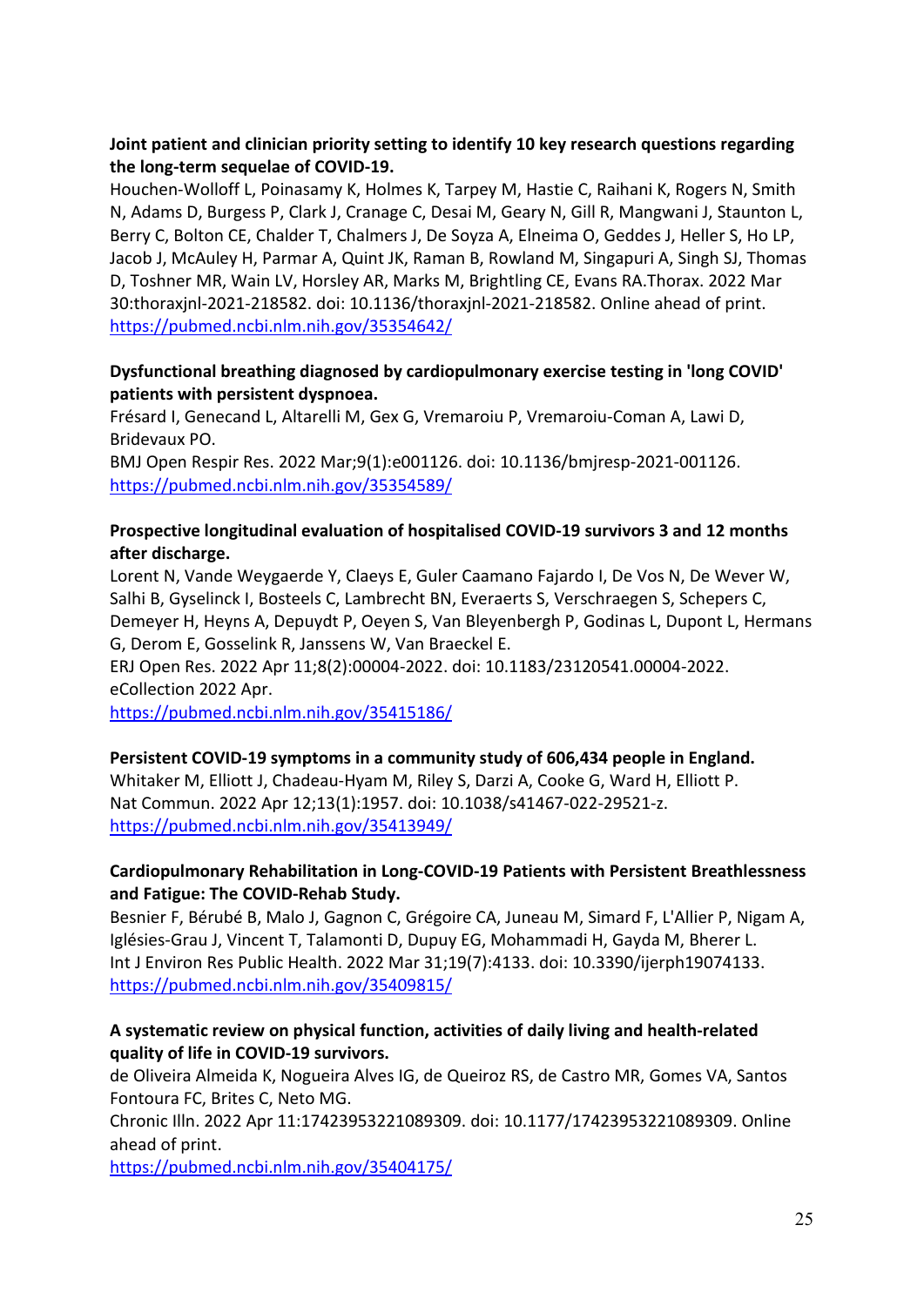**Joint patient and clinician priority setting to identify 10 key research questions regarding the long-term sequelae of COVID-19.**
Houchen-Wolloff L, Poinasamy K, Holmes K, Tarpey M, Hastie C, Raihani K, Rogers N, Smith N, Adams D, Burgess P, Clark J, Cranage C, Desai M, Geary N, Gill R, Mangwani J, Staunton L, Berry C, Bolton CE, Chalder T, Chalmers J, De Soyza A, Elneima O, Geddes J, Heller S, Ho LP, Jacob J, McAuley H, Parmar A, Quint JK, Raman B, Rowland M, Singapuri A, Singh SJ, Thomas D, Toshner MR, Wain LV, Horsley AR, Marks M, Brightling CE, Evans RA.Thorax. 2022 Mar 30:thoraxjnl-2021-218582. doi: 10.1136/thoraxjnl-2021-218582. Online ahead of print.
https://pubmed.ncbi.nlm.nih.gov/35354642/

**Dysfunctional breathing diagnosed by cardiopulmonary exercise testing in 'long COVID' patients with persistent dyspnoea.**
Frésard I, Genecand L, Altarelli M, Gex G, Vremaroiu P, Vremaroiu-Coman A, Lawi D, Bridevaux PO.
BMJ Open Respir Res. 2022 Mar;9(1):e001126. doi: 10.1136/bmjresp-2021-001126.
https://pubmed.ncbi.nlm.nih.gov/35354589/

**Prospective longitudinal evaluation of hospitalised COVID-19 survivors 3 and 12 months after discharge.**
Lorent N, Vande Weygaerde Y, Claeys E, Guler Caamano Fajardo I, De Vos N, De Wever W, Salhi B, Gyselinck I, Bosteels C, Lambrecht BN, Everaerts S, Verschraegen S, Schepers C, Demeyer H, Heyns A, Depuydt P, Oeyen S, Van Bleyenbergh P, Godinas L, Dupont L, Hermans G, Derom E, Gosselink R, Janssens W, Van Braeckel E.
ERJ Open Res. 2022 Apr 11;8(2):00004-2022. doi: 10.1183/23120541.00004-2022. eCollection 2022 Apr.
https://pubmed.ncbi.nlm.nih.gov/35415186/

**Persistent COVID-19 symptoms in a community study of 606,434 people in England.**
Whitaker M, Elliott J, Chadeau-Hyam M, Riley S, Darzi A, Cooke G, Ward H, Elliott P.
Nat Commun. 2022 Apr 12;13(1):1957. doi: 10.1038/s41467-022-29521-z.
https://pubmed.ncbi.nlm.nih.gov/35413949/

**Cardiopulmonary Rehabilitation in Long-COVID-19 Patients with Persistent Breathlessness and Fatigue: The COVID-Rehab Study.**
Besnier F, Bérubé B, Malo J, Gagnon C, Grégoire CA, Juneau M, Simard F, L'Allier P, Nigam A, Iglésies-Grau J, Vincent T, Talamonti D, Dupuy EG, Mohammadi H, Gayda M, Bherer L.
Int J Environ Res Public Health. 2022 Mar 31;19(7):4133. doi: 10.3390/ijerph19074133.
https://pubmed.ncbi.nlm.nih.gov/35409815/

**A systematic review on physical function, activities of daily living and health-related quality of life in COVID-19 survivors.**
de Oliveira Almeida K, Nogueira Alves IG, de Queiroz RS, de Castro MR, Gomes VA, Santos Fontoura FC, Brites C, Neto MG.
Chronic Illn. 2022 Apr 11:17423953221089309. doi: 10.1177/17423953221089309. Online ahead of print.
https://pubmed.ncbi.nlm.nih.gov/35404175/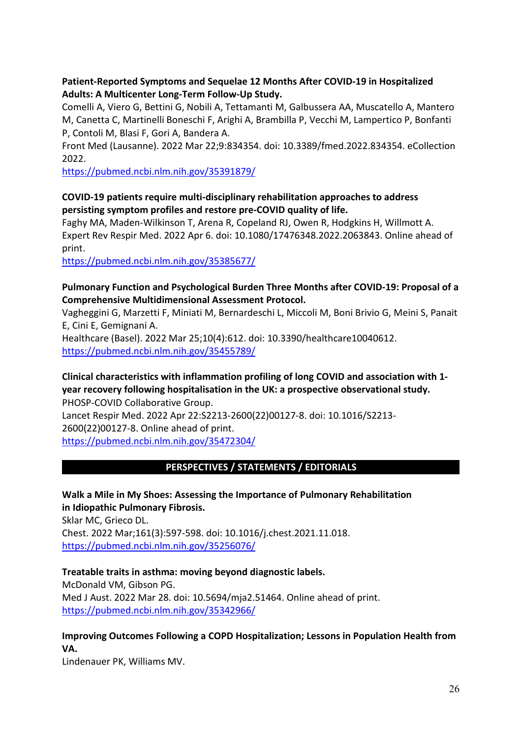**Patient-Reported Symptoms and Sequelae 12 Months After COVID-19 in Hospitalized Adults: A Multicenter Long-Term Follow-Up Study.**
Comelli A, Viero G, Bettini G, Nobili A, Tettamanti M, Galbussera AA, Muscatello A, Mantero M, Canetta C, Martinelli Boneschi F, Arighi A, Brambilla P, Vecchi M, Lampertico P, Bonfanti P, Contoli M, Blasi F, Gori A, Bandera A.
Front Med (Lausanne). 2022 Mar 22;9:834354. doi: 10.3389/fmed.2022.834354. eCollection 2022.
https://pubmed.ncbi.nlm.nih.gov/35391879/

**COVID-19 patients require multi-disciplinary rehabilitation approaches to address persisting symptom profiles and restore pre-COVID quality of life.**
Faghy MA, Maden-Wilkinson T, Arena R, Copeland RJ, Owen R, Hodgkins H, Willmott A.
Expert Rev Respir Med. 2022 Apr 6. doi: 10.1080/17476348.2022.2063843. Online ahead of print.
https://pubmed.ncbi.nlm.nih.gov/35385677/

**Pulmonary Function and Psychological Burden Three Months after COVID-19: Proposal of a Comprehensive Multidimensional Assessment Protocol.**
Vagheggini G, Marzetti F, Miniati M, Bernardeschi L, Miccoli M, Boni Brivio G, Meini S, Panait E, Cini E, Gemignani A.
Healthcare (Basel). 2022 Mar 25;10(4):612. doi: 10.3390/healthcare10040612.
https://pubmed.ncbi.nlm.nih.gov/35455789/

**Clinical characteristics with inflammation profiling of long COVID and association with 1-year recovery following hospitalisation in the UK: a prospective observational study.**
PHOSP-COVID Collaborative Group.
Lancet Respir Med. 2022 Apr 22:S2213-2600(22)00127-8. doi: 10.1016/S2213-2600(22)00127-8. Online ahead of print.
https://pubmed.ncbi.nlm.nih.gov/35472304/

## PERSPECTIVES / STATEMENTS / EDITORIALS

**Walk a Mile in My Shoes: Assessing the Importance of Pulmonary Rehabilitation in Idiopathic Pulmonary Fibrosis.**
Sklar MC, Grieco DL.
Chest. 2022 Mar;161(3):597-598. doi: 10.1016/j.chest.2021.11.018.
https://pubmed.ncbi.nlm.nih.gov/35256076/

**Treatable traits in asthma: moving beyond diagnostic labels.**
McDonald VM, Gibson PG.
Med J Aust. 2022 Mar 28. doi: 10.5694/mja2.51464. Online ahead of print.
https://pubmed.ncbi.nlm.nih.gov/35342966/

**Improving Outcomes Following a COPD Hospitalization; Lessons in Population Health from VA.**
Lindenauer PK, Williams MV.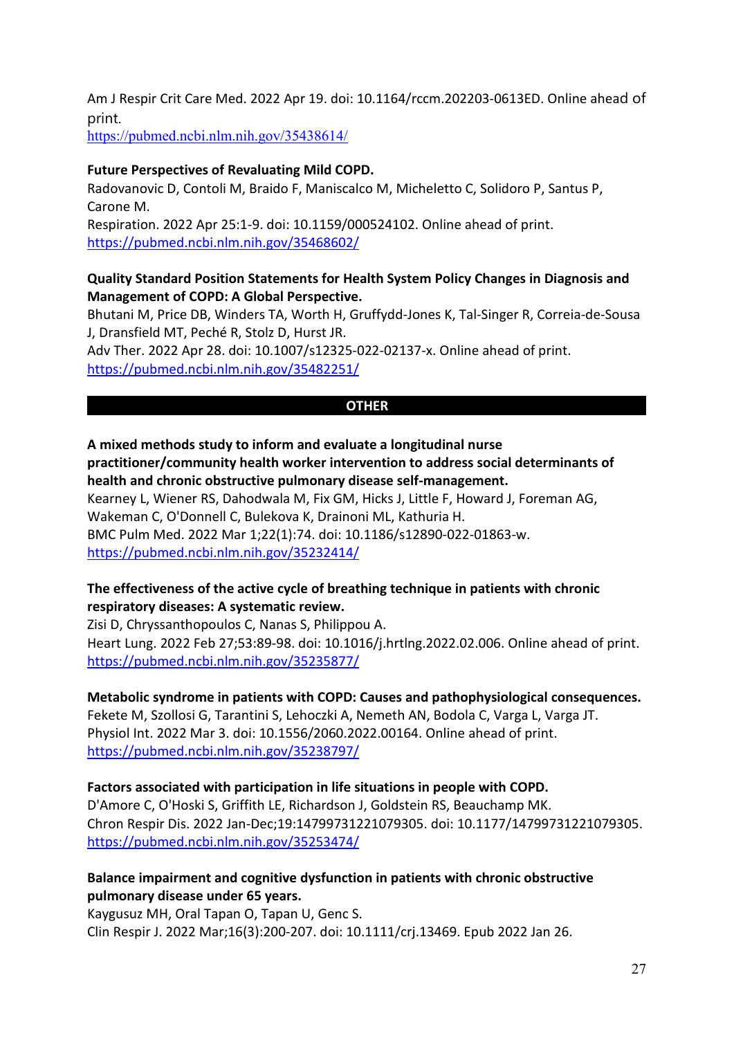Am J Respir Crit Care Med. 2022 Apr 19. doi: 10.1164/rccm.202203-0613ED. Online ahead of print.
https://pubmed.ncbi.nlm.nih.gov/35438614/

**Future Perspectives of Revaluating Mild COPD.**
Radovanovic D, Contoli M, Braido F, Maniscalco M, Micheletto C, Solidoro P, Santus P, Carone M.
Respiration. 2022 Apr 25:1-9. doi: 10.1159/000524102. Online ahead of print.
https://pubmed.ncbi.nlm.nih.gov/35468602/

**Quality Standard Position Statements for Health System Policy Changes in Diagnosis and Management of COPD: A Global Perspective.**
Bhutani M, Price DB, Winders TA, Worth H, Gruffydd-Jones K, Tal-Singer R, Correia-de-Sousa J, Dransfield MT, Peché R, Stolz D, Hurst JR.
Adv Ther. 2022 Apr 28. doi: 10.1007/s12325-022-02137-x. Online ahead of print.
https://pubmed.ncbi.nlm.nih.gov/35482251/

## OTHER

**A mixed methods study to inform and evaluate a longitudinal nurse practitioner/community health worker intervention to address social determinants of health and chronic obstructive pulmonary disease self-management.**
Kearney L, Wiener RS, Dahodwala M, Fix GM, Hicks J, Little F, Howard J, Foreman AG, Wakeman C, O'Donnell C, Bulekova K, Drainoni ML, Kathuria H.
BMC Pulm Med. 2022 Mar 1;22(1):74. doi: 10.1186/s12890-022-01863-w.
https://pubmed.ncbi.nlm.nih.gov/35232414/

**The effectiveness of the active cycle of breathing technique in patients with chronic respiratory diseases: A systematic review.**
Zisi D, Chryssanthopoulos C, Nanas S, Philippou A.
Heart Lung. 2022 Feb 27;53:89-98. doi: 10.1016/j.hrtlng.2022.02.006. Online ahead of print.
https://pubmed.ncbi.nlm.nih.gov/35235877/

**Metabolic syndrome in patients with COPD: Causes and pathophysiological consequences.**
Fekete M, Szollosi G, Tarantini S, Lehoczki A, Nemeth AN, Bodola C, Varga L, Varga JT.
Physiol Int. 2022 Mar 3. doi: 10.1556/2060.2022.00164. Online ahead of print.
https://pubmed.ncbi.nlm.nih.gov/35238797/

**Factors associated with participation in life situations in people with COPD.**
D'Amore C, O'Hoski S, Griffith LE, Richardson J, Goldstein RS, Beauchamp MK.
Chron Respir Dis. 2022 Jan-Dec;19:14799731221079305. doi: 10.1177/14799731221079305.
https://pubmed.ncbi.nlm.nih.gov/35253474/

**Balance impairment and cognitive dysfunction in patients with chronic obstructive pulmonary disease under 65 years.**
Kaygusuz MH, Oral Tapan O, Tapan U, Genc S.
Clin Respir J. 2022 Mar;16(3):200-207. doi: 10.1111/crj.13469. Epub 2022 Jan 26.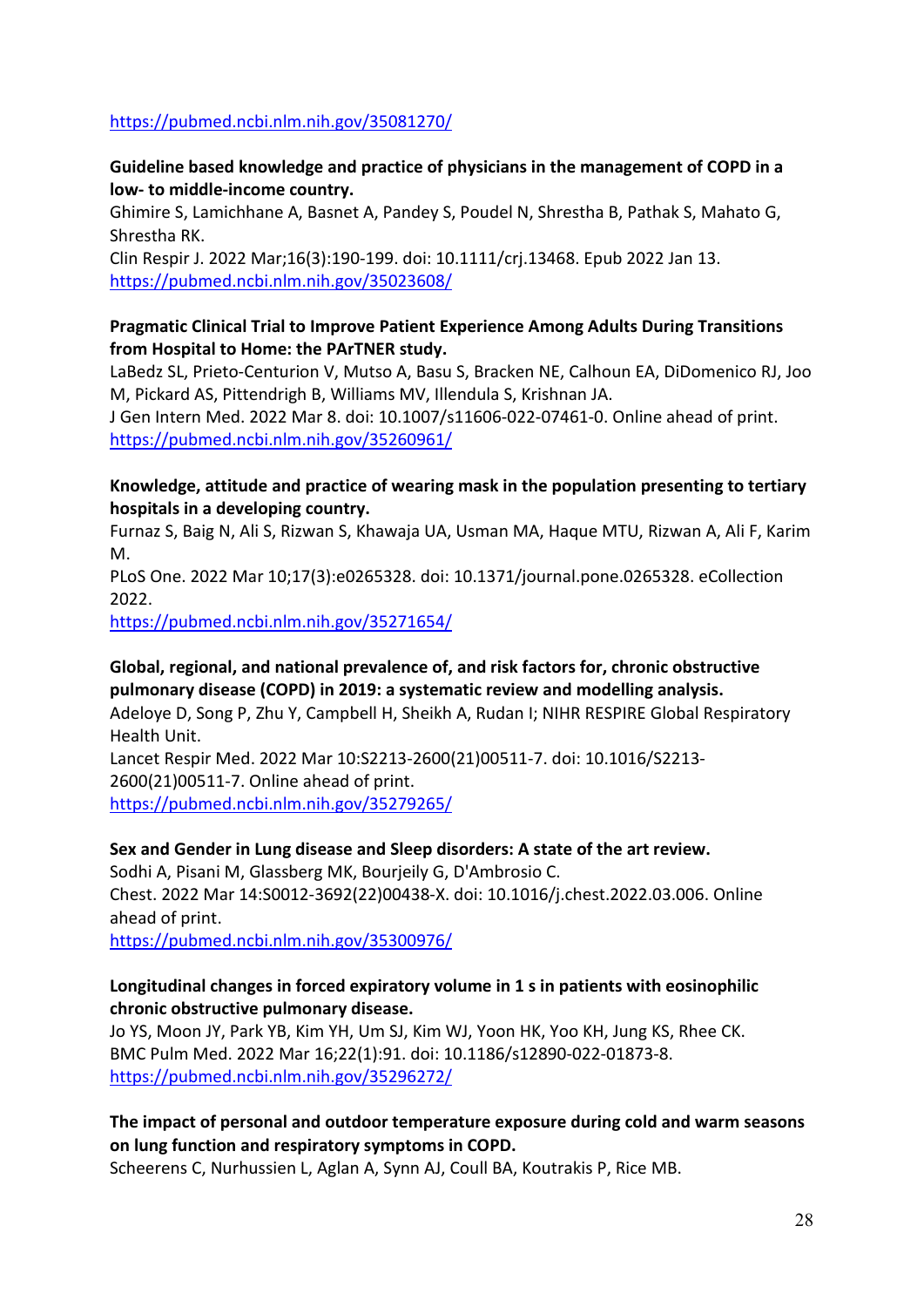https://pubmed.ncbi.nlm.nih.gov/35081270/

**Guideline based knowledge and practice of physicians in the management of COPD in a low- to middle-income country.**
Ghimire S, Lamichhane A, Basnet A, Pandey S, Poudel N, Shrestha B, Pathak S, Mahato G, Shrestha RK.
Clin Respir J. 2022 Mar;16(3):190-199. doi: 10.1111/crj.13468. Epub 2022 Jan 13.
https://pubmed.ncbi.nlm.nih.gov/35023608/

**Pragmatic Clinical Trial to Improve Patient Experience Among Adults During Transitions from Hospital to Home: the PArTNER study.**
LaBedz SL, Prieto-Centurion V, Mutso A, Basu S, Bracken NE, Calhoun EA, DiDomenico RJ, Joo M, Pickard AS, Pittendrigh B, Williams MV, Illendula S, Krishnan JA.
J Gen Intern Med. 2022 Mar 8. doi: 10.1007/s11606-022-07461-0. Online ahead of print.
https://pubmed.ncbi.nlm.nih.gov/35260961/

**Knowledge, attitude and practice of wearing mask in the population presenting to tertiary hospitals in a developing country.**
Furnaz S, Baig N, Ali S, Rizwan S, Khawaja UA, Usman MA, Haque MTU, Rizwan A, Ali F, Karim M.
PLoS One. 2022 Mar 10;17(3):e0265328. doi: 10.1371/journal.pone.0265328. eCollection 2022.
https://pubmed.ncbi.nlm.nih.gov/35271654/

**Global, regional, and national prevalence of, and risk factors for, chronic obstructive pulmonary disease (COPD) in 2019: a systematic review and modelling analysis.**
Adeloye D, Song P, Zhu Y, Campbell H, Sheikh A, Rudan I; NIHR RESPIRE Global Respiratory Health Unit.
Lancet Respir Med. 2022 Mar 10:S2213-2600(21)00511-7. doi: 10.1016/S2213-2600(21)00511-7. Online ahead of print.
https://pubmed.ncbi.nlm.nih.gov/35279265/

**Sex and Gender in Lung disease and Sleep disorders: A state of the art review.**
Sodhi A, Pisani M, Glassberg MK, Bourjeily G, D'Ambrosio C.
Chest. 2022 Mar 14:S0012-3692(22)00438-X. doi: 10.1016/j.chest.2022.03.006. Online ahead of print.
https://pubmed.ncbi.nlm.nih.gov/35300976/

**Longitudinal changes in forced expiratory volume in 1 s in patients with eosinophilic chronic obstructive pulmonary disease.**
Jo YS, Moon JY, Park YB, Kim YH, Um SJ, Kim WJ, Yoon HK, Yoo KH, Jung KS, Rhee CK.
BMC Pulm Med. 2022 Mar 16;22(1):91. doi: 10.1186/s12890-022-01873-8.
https://pubmed.ncbi.nlm.nih.gov/35296272/

**The impact of personal and outdoor temperature exposure during cold and warm seasons on lung function and respiratory symptoms in COPD.**
Scheerens C, Nurhussien L, Aglan A, Synn AJ, Coull BA, Koutrakis P, Rice MB.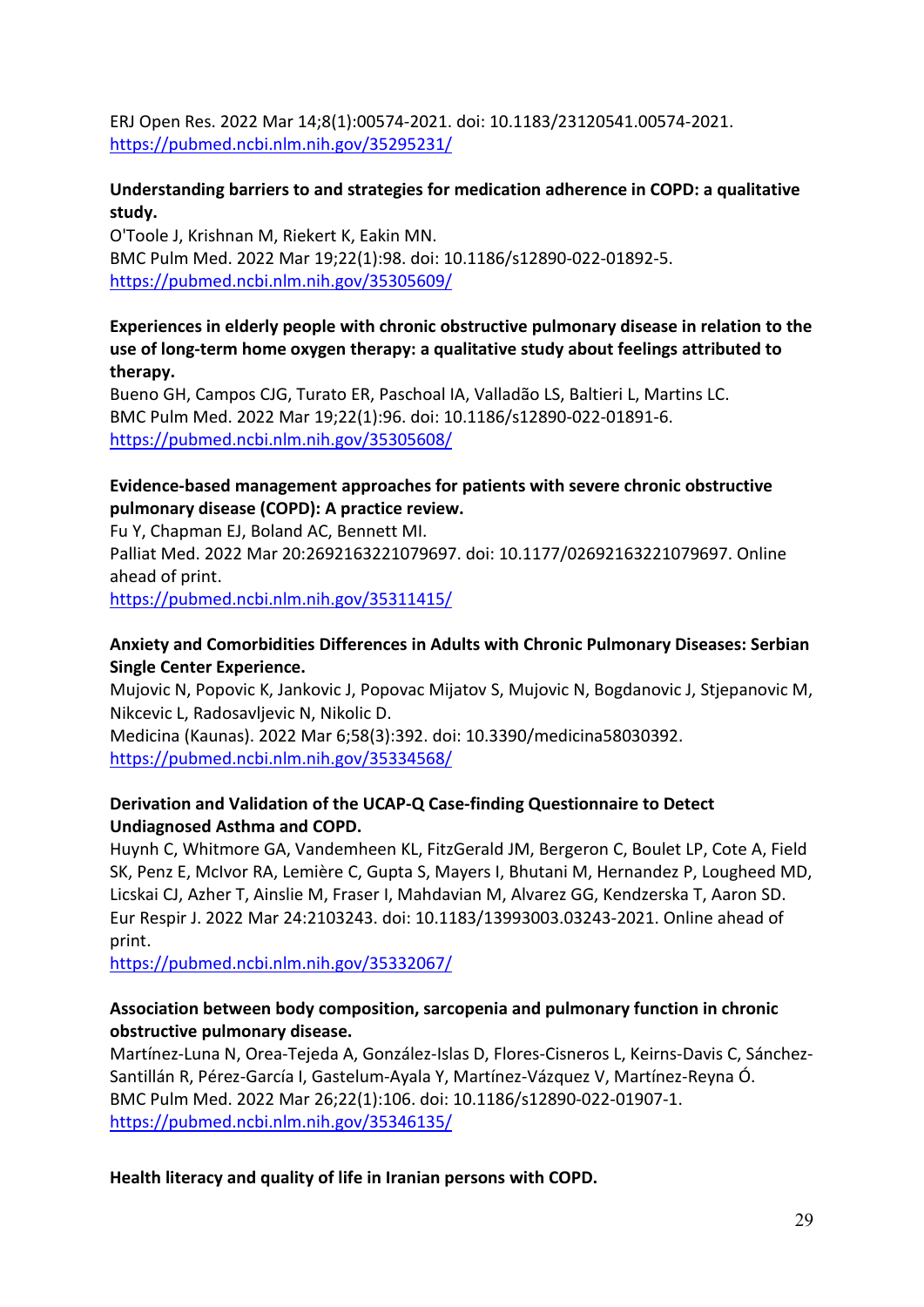ERJ Open Res. 2022 Mar 14;8(1):00574-2021. doi: 10.1183/23120541.00574-2021.
https://pubmed.ncbi.nlm.nih.gov/35295231/

**Understanding barriers to and strategies for medication adherence in COPD: a qualitative study.**
O'Toole J, Krishnan M, Riekert K, Eakin MN.
BMC Pulm Med. 2022 Mar 19;22(1):98. doi: 10.1186/s12890-022-01892-5.
https://pubmed.ncbi.nlm.nih.gov/35305609/

**Experiences in elderly people with chronic obstructive pulmonary disease in relation to the use of long-term home oxygen therapy: a qualitative study about feelings attributed to therapy.**
Bueno GH, Campos CJG, Turato ER, Paschoal IA, Valladão LS, Baltieri L, Martins LC.
BMC Pulm Med. 2022 Mar 19;22(1):96. doi: 10.1186/s12890-022-01891-6.
https://pubmed.ncbi.nlm.nih.gov/35305608/

**Evidence-based management approaches for patients with severe chronic obstructive pulmonary disease (COPD): A practice review.**
Fu Y, Chapman EJ, Boland AC, Bennett MI.
Palliat Med. 2022 Mar 20:2692163221079697. doi: 10.1177/02692163221079697. Online ahead of print.
https://pubmed.ncbi.nlm.nih.gov/35311415/

**Anxiety and Comorbidities Differences in Adults with Chronic Pulmonary Diseases: Serbian Single Center Experience.**
Mujovic N, Popovic K, Jankovic J, Popovac Mijatov S, Mujovic N, Bogdanovic J, Stjepanovic M, Nikcevic L, Radosavljevic N, Nikolic D.
Medicina (Kaunas). 2022 Mar 6;58(3):392. doi: 10.3390/medicina58030392.
https://pubmed.ncbi.nlm.nih.gov/35334568/

**Derivation and Validation of the UCAP-Q Case-finding Questionnaire to Detect Undiagnosed Asthma and COPD.**
Huynh C, Whitmore GA, Vandemheen KL, FitzGerald JM, Bergeron C, Boulet LP, Cote A, Field SK, Penz E, McIvor RA, Lemière C, Gupta S, Mayers I, Bhutani M, Hernandez P, Lougheed MD, Licskai CJ, Azher T, Ainslie M, Fraser I, Mahdavian M, Alvarez GG, Kendzerska T, Aaron SD.
Eur Respir J. 2022 Mar 24:2103243. doi: 10.1183/13993003.03243-2021. Online ahead of print.
https://pubmed.ncbi.nlm.nih.gov/35332067/

**Association between body composition, sarcopenia and pulmonary function in chronic obstructive pulmonary disease.**
Martínez-Luna N, Orea-Tejeda A, González-Islas D, Flores-Cisneros L, Keirns-Davis C, Sánchez-Santillán R, Pérez-García I, Gastelum-Ayala Y, Martínez-Vázquez V, Martínez-Reyna Ó.
BMC Pulm Med. 2022 Mar 26;22(1):106. doi: 10.1186/s12890-022-01907-1.
https://pubmed.ncbi.nlm.nih.gov/35346135/

**Health literacy and quality of life in Iranian persons with COPD.**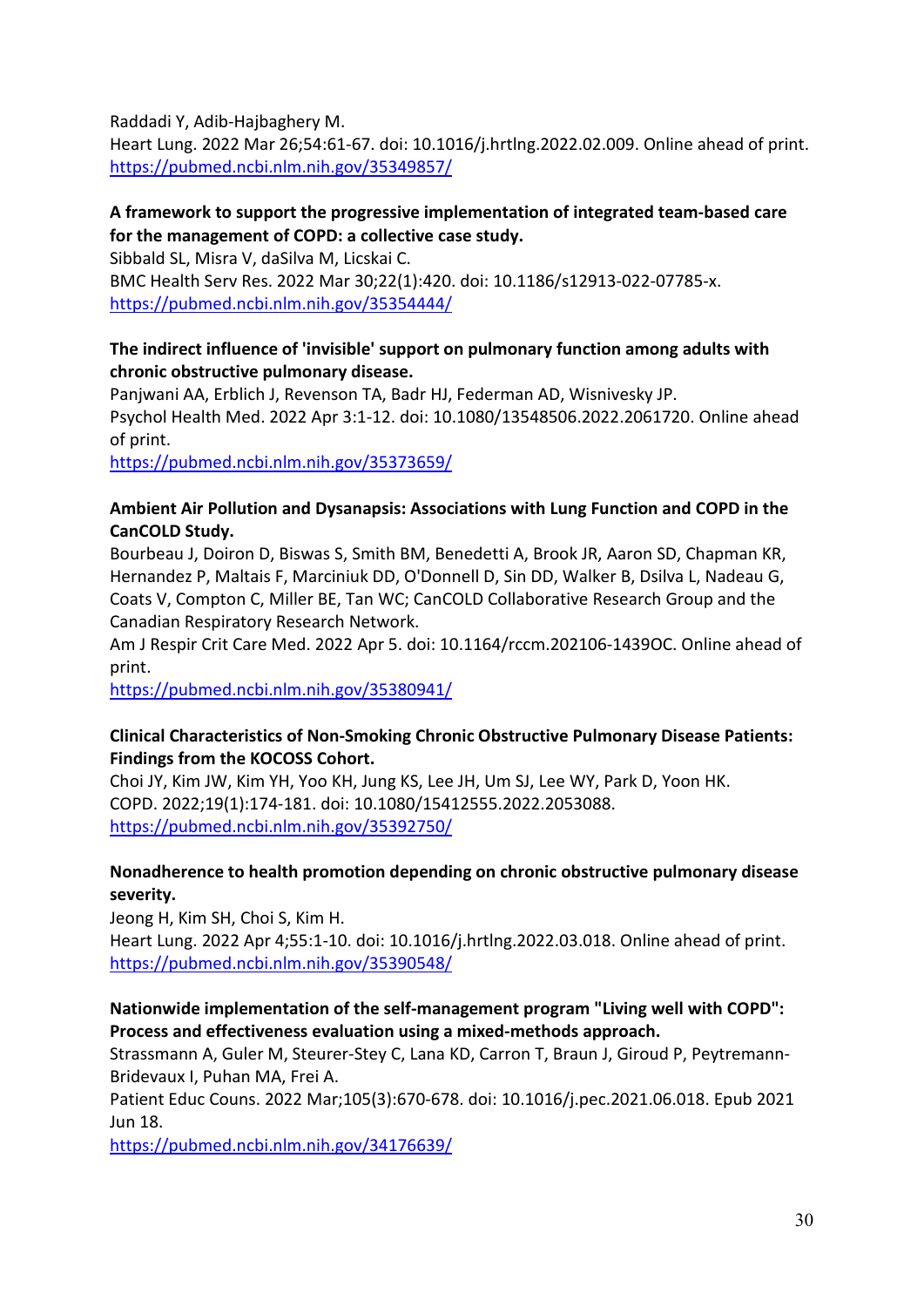Raddadi Y, Adib-Hajbaghery M.
Heart Lung. 2022 Mar 26;54:61-67. doi: 10.1016/j.hrtlng.2022.02.009. Online ahead of print.
https://pubmed.ncbi.nlm.nih.gov/35349857/

**A framework to support the progressive implementation of integrated team-based care for the management of COPD: a collective case study.**
Sibbald SL, Misra V, daSilva M, Licskai C.
BMC Health Serv Res. 2022 Mar 30;22(1):420. doi: 10.1186/s12913-022-07785-x.
https://pubmed.ncbi.nlm.nih.gov/35354444/

**The indirect influence of 'invisible' support on pulmonary function among adults with chronic obstructive pulmonary disease.**
Panjwani AA, Erblich J, Revenson TA, Badr HJ, Federman AD, Wisnivesky JP.
Psychol Health Med. 2022 Apr 3:1-12. doi: 10.1080/13548506.2022.2061720. Online ahead of print.
https://pubmed.ncbi.nlm.nih.gov/35373659/

**Ambient Air Pollution and Dysanapsis: Associations with Lung Function and COPD in the CanCOLD Study.**
Bourbeau J, Doiron D, Biswas S, Smith BM, Benedetti A, Brook JR, Aaron SD, Chapman KR, Hernandez P, Maltais F, Marciniuk DD, O'Donnell D, Sin DD, Walker B, Dsilva L, Nadeau G, Coats V, Compton C, Miller BE, Tan WC; CanCOLD Collaborative Research Group and the Canadian Respiratory Research Network.
Am J Respir Crit Care Med. 2022 Apr 5. doi: 10.1164/rccm.202106-1439OC. Online ahead of print.
https://pubmed.ncbi.nlm.nih.gov/35380941/

**Clinical Characteristics of Non-Smoking Chronic Obstructive Pulmonary Disease Patients: Findings from the KOCOSS Cohort.**
Choi JY, Kim JW, Kim YH, Yoo KH, Jung KS, Lee JH, Um SJ, Lee WY, Park D, Yoon HK.
COPD. 2022;19(1):174-181. doi: 10.1080/15412555.2022.2053088.
https://pubmed.ncbi.nlm.nih.gov/35392750/

**Nonadherence to health promotion depending on chronic obstructive pulmonary disease severity.**
Jeong H, Kim SH, Choi S, Kim H.
Heart Lung. 2022 Apr 4;55:1-10. doi: 10.1016/j.hrtlng.2022.03.018. Online ahead of print.
https://pubmed.ncbi.nlm.nih.gov/35390548/

**Nationwide implementation of the self-management program "Living well with COPD": Process and effectiveness evaluation using a mixed-methods approach.**
Strassmann A, Guler M, Steurer-Stey C, Lana KD, Carron T, Braun J, Giroud P, Peytremann-Bridevaux I, Puhan MA, Frei A.
Patient Educ Couns. 2022 Mar;105(3):670-678. doi: 10.1016/j.pec.2021.06.018. Epub 2021 Jun 18.
https://pubmed.ncbi.nlm.nih.gov/34176639/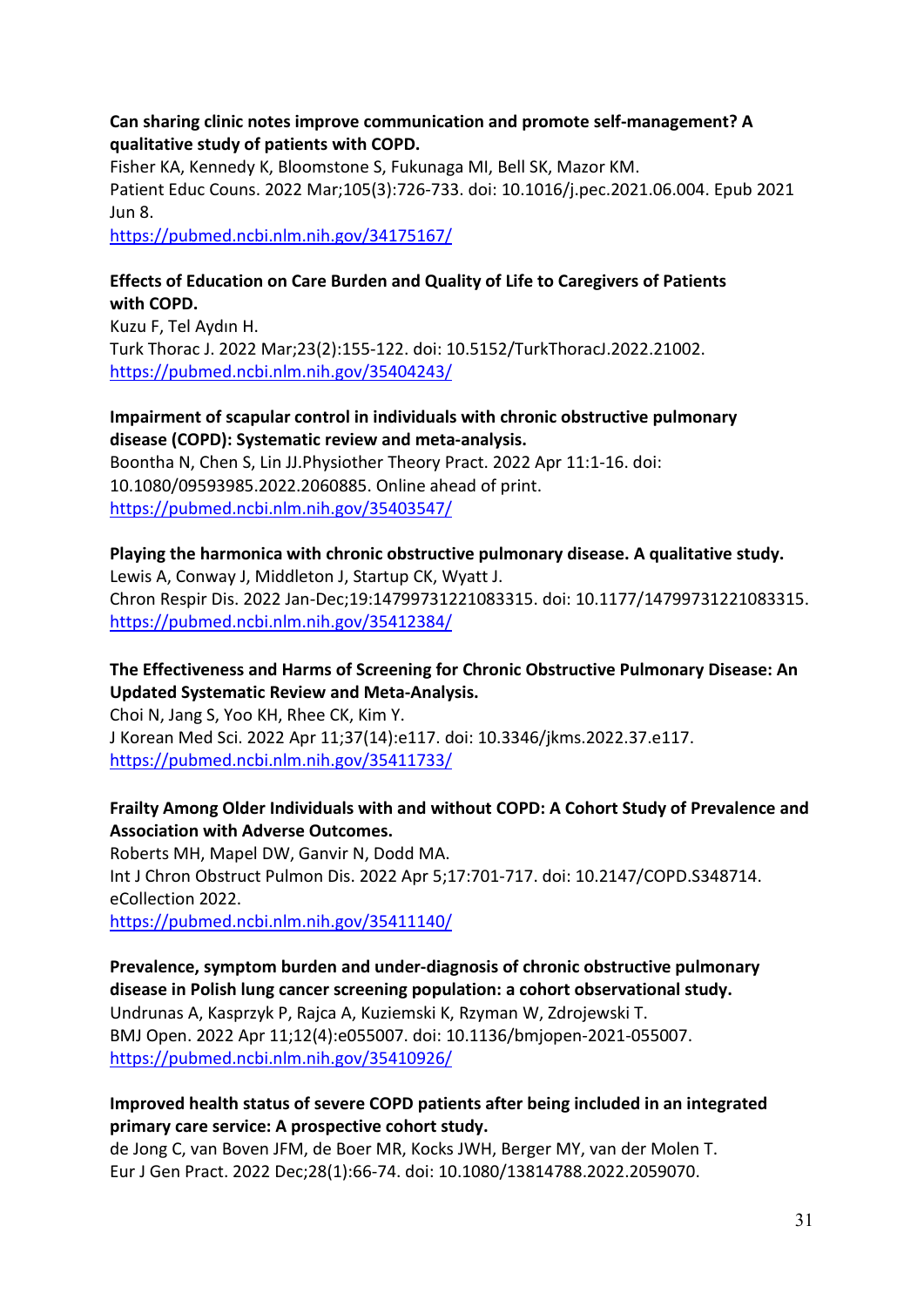**Can sharing clinic notes improve communication and promote self-management? A qualitative study of patients with COPD.**
Fisher KA, Kennedy K, Bloomstone S, Fukunaga MI, Bell SK, Mazor KM.
Patient Educ Couns. 2022 Mar;105(3):726-733. doi: 10.1016/j.pec.2021.06.004. Epub 2021 Jun 8.
https://pubmed.ncbi.nlm.nih.gov/34175167/

**Effects of Education on Care Burden and Quality of Life to Caregivers of Patients with COPD.**
Kuzu F, Tel Aydın H.
Turk Thorac J. 2022 Mar;23(2):155-122. doi: 10.5152/TurkThoracJ.2022.21002.
https://pubmed.ncbi.nlm.nih.gov/35404243/

**Impairment of scapular control in individuals with chronic obstructive pulmonary disease (COPD): Systematic review and meta-analysis.**
Boontha N, Chen S, Lin JJ.Physiother Theory Pract. 2022 Apr 11:1-16. doi: 10.1080/09593985.2022.2060885. Online ahead of print.
https://pubmed.ncbi.nlm.nih.gov/35403547/

**Playing the harmonica with chronic obstructive pulmonary disease. A qualitative study.**
Lewis A, Conway J, Middleton J, Startup CK, Wyatt J.
Chron Respir Dis. 2022 Jan-Dec;19:14799731221083315. doi: 10.1177/14799731221083315.
https://pubmed.ncbi.nlm.nih.gov/35412384/

**The Effectiveness and Harms of Screening for Chronic Obstructive Pulmonary Disease: An Updated Systematic Review and Meta-Analysis.**
Choi N, Jang S, Yoo KH, Rhee CK, Kim Y.
J Korean Med Sci. 2022 Apr 11;37(14):e117. doi: 10.3346/jkms.2022.37.e117.
https://pubmed.ncbi.nlm.nih.gov/35411733/

**Frailty Among Older Individuals with and without COPD: A Cohort Study of Prevalence and Association with Adverse Outcomes.**
Roberts MH, Mapel DW, Ganvir N, Dodd MA.
Int J Chron Obstruct Pulmon Dis. 2022 Apr 5;17:701-717. doi: 10.2147/COPD.S348714. eCollection 2022.
https://pubmed.ncbi.nlm.nih.gov/35411140/

**Prevalence, symptom burden and under-diagnosis of chronic obstructive pulmonary disease in Polish lung cancer screening population: a cohort observational study.**
Undrunas A, Kasprzyk P, Rajca A, Kuziemski K, Rzyman W, Zdrojewski T.
BMJ Open. 2022 Apr 11;12(4):e055007. doi: 10.1136/bmjopen-2021-055007.
https://pubmed.ncbi.nlm.nih.gov/35410926/

**Improved health status of severe COPD patients after being included in an integrated primary care service: A prospective cohort study.**
de Jong C, van Boven JFM, de Boer MR, Kocks JWH, Berger MY, van der Molen T.
Eur J Gen Pract. 2022 Dec;28(1):66-74. doi: 10.1080/13814788.2022.2059070.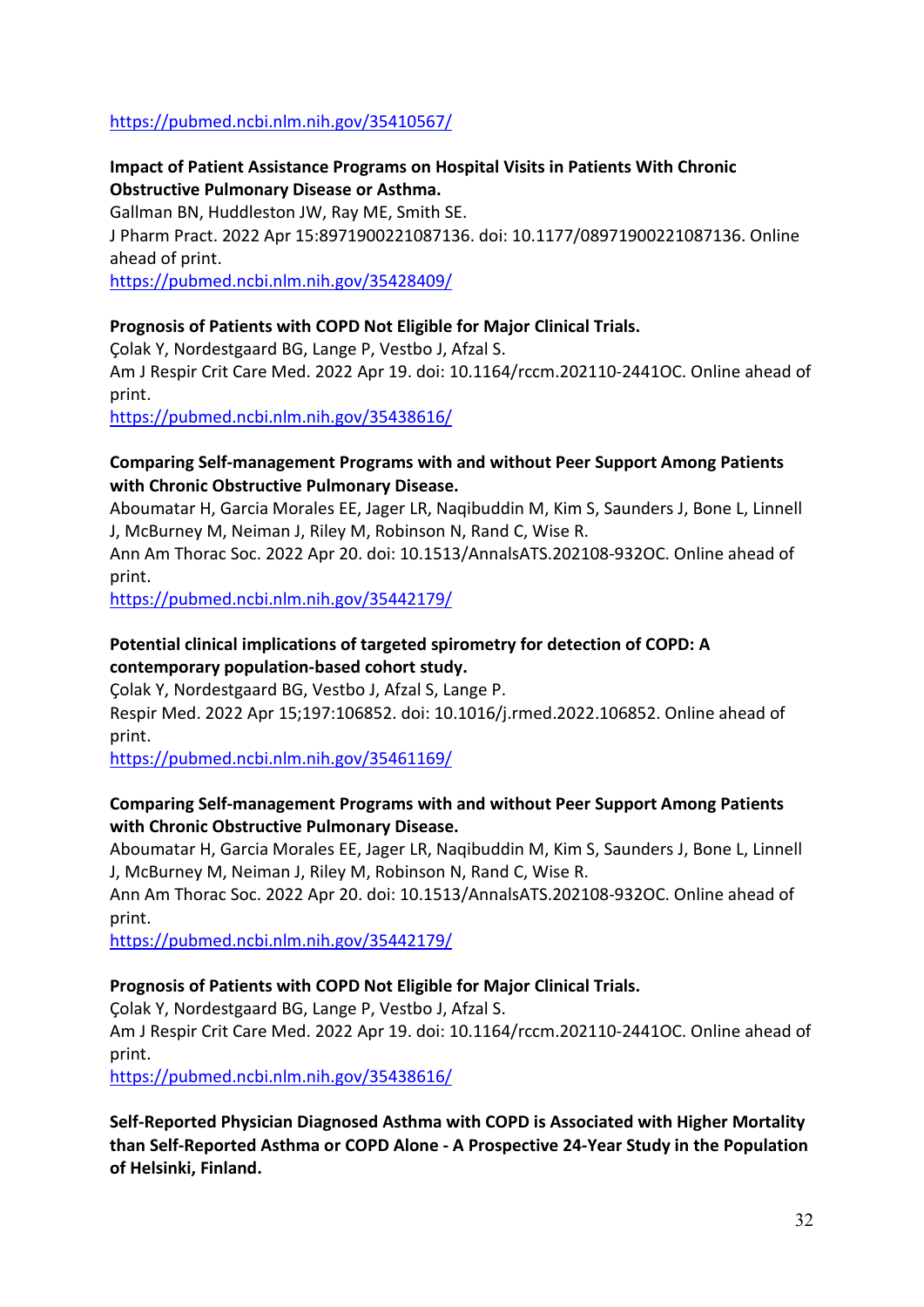https://pubmed.ncbi.nlm.nih.gov/35410567/

**Impact of Patient Assistance Programs on Hospital Visits in Patients With Chronic Obstructive Pulmonary Disease or Asthma.**
Gallman BN, Huddleston JW, Ray ME, Smith SE.
J Pharm Pract. 2022 Apr 15:8971900221087136. doi: 10.1177/08971900221087136. Online ahead of print.
https://pubmed.ncbi.nlm.nih.gov/35428409/

**Prognosis of Patients with COPD Not Eligible for Major Clinical Trials.**
Çolak Y, Nordestgaard BG, Lange P, Vestbo J, Afzal S.
Am J Respir Crit Care Med. 2022 Apr 19. doi: 10.1164/rccm.202110-2441OC. Online ahead of print.
https://pubmed.ncbi.nlm.nih.gov/35438616/

**Comparing Self-management Programs with and without Peer Support Among Patients with Chronic Obstructive Pulmonary Disease.**
Aboumatar H, Garcia Morales EE, Jager LR, Naqibuddin M, Kim S, Saunders J, Bone L, Linnell J, McBurney M, Neiman J, Riley M, Robinson N, Rand C, Wise R.
Ann Am Thorac Soc. 2022 Apr 20. doi: 10.1513/AnnalsATS.202108-932OC. Online ahead of print.
https://pubmed.ncbi.nlm.nih.gov/35442179/

**Potential clinical implications of targeted spirometry for detection of COPD: A contemporary population-based cohort study.**
Çolak Y, Nordestgaard BG, Vestbo J, Afzal S, Lange P.
Respir Med. 2022 Apr 15;197:106852. doi: 10.1016/j.rmed.2022.106852. Online ahead of print.
https://pubmed.ncbi.nlm.nih.gov/35461169/

**Comparing Self-management Programs with and without Peer Support Among Patients with Chronic Obstructive Pulmonary Disease.**
Aboumatar H, Garcia Morales EE, Jager LR, Naqibuddin M, Kim S, Saunders J, Bone L, Linnell J, McBurney M, Neiman J, Riley M, Robinson N, Rand C, Wise R.
Ann Am Thorac Soc. 2022 Apr 20. doi: 10.1513/AnnalsATS.202108-932OC. Online ahead of print.
https://pubmed.ncbi.nlm.nih.gov/35442179/

**Prognosis of Patients with COPD Not Eligible for Major Clinical Trials.**
Çolak Y, Nordestgaard BG, Lange P, Vestbo J, Afzal S.
Am J Respir Crit Care Med. 2022 Apr 19. doi: 10.1164/rccm.202110-2441OC. Online ahead of print.
https://pubmed.ncbi.nlm.nih.gov/35438616/

**Self-Reported Physician Diagnosed Asthma with COPD is Associated with Higher Mortality than Self-Reported Asthma or COPD Alone - A Prospective 24-Year Study in the Population of Helsinki, Finland.**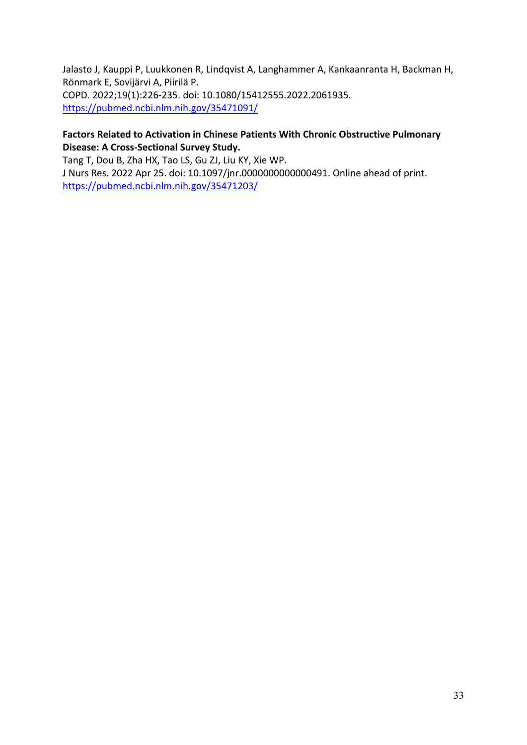Jalasto J, Kauppi P, Luukkonen R, Lindqvist A, Langhammer A, Kankaanranta H, Backman H, Rönmark E, Sovijärvi A, Piirilä P.
COPD. 2022;19(1):226-235. doi: 10.1080/15412555.2022.2061935.
https://pubmed.ncbi.nlm.nih.gov/35471091/

**Factors Related to Activation in Chinese Patients With Chronic Obstructive Pulmonary Disease: A Cross-Sectional Survey Study.**
Tang T, Dou B, Zha HX, Tao LS, Gu ZJ, Liu KY, Xie WP.
J Nurs Res. 2022 Apr 25. doi: 10.1097/jnr.0000000000000491. Online ahead of print.
https://pubmed.ncbi.nlm.nih.gov/35471203/